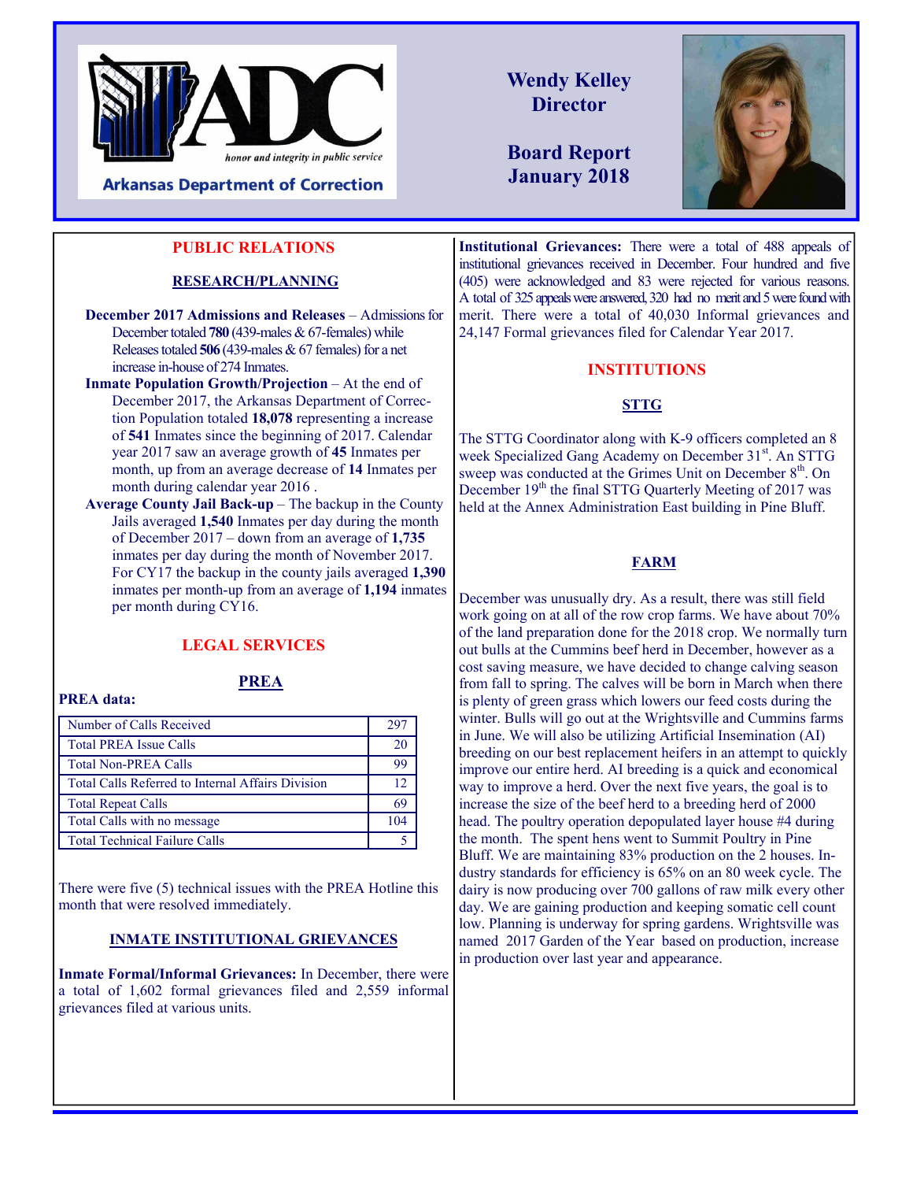Arkansas Department of Correction

*honor and integrity in public service*

**Wendy Kelley**
**Director**

**Board Report**
**January 2018**

## PUBLIC RELATIONS

### RESEARCH/PLANNING

**December 2017 Admissions and Releases** – Admissions for December totaled **780** (439-males & 67-females) while Releases totaled **506** (439-males & 67 females) for a net increase in-house of 274 Inmates.

**Inmate Population Growth/Projection** – At the end of December 2017, the Arkansas Department of Correction Population totaled **18,078** representing a increase of **541** Inmates since the beginning of 2017. Calendar year 2017 saw an average growth of **45** Inmates per month, up from an average decrease of **14** Inmates per month during calendar year 2016 .

**Average County Jail Back-up** – The backup in the County Jails averaged **1,540** Inmates per day during the month of December 2017 – down from an average of **1,735** inmates per day during the month of November 2017. For CY17 the backup in the county jails averaged **1,390** inmates per month-up from an average of **1,194** inmates per month during CY16.

## LEGAL SERVICES

### PREA

**PREA data:**

| Item | Count |
|---|---|
| Number of Calls Received | 297 |
| Total PREA Issue Calls | 20 |
| Total Non-PREA Calls | 99 |
| Total Calls Referred to Internal Affairs Division | 12 |
| Total Repeat Calls | 69 |
| Total Calls with no message | 104 |
| Total Technical Failure Calls | 5 |

There were five (5) technical issues with the PREA Hotline this month that were resolved immediately.

### INMATE INSTITUTIONAL GRIEVANCES

**Inmate Formal/Informal Grievances:** In December, there were a total of 1,602 formal grievances filed and 2,559 informal grievances filed at various units.

**Institutional Grievances:** There were a total of 488 appeals of institutional grievances received in December. Four hundred and five (405) were acknowledged and 83 were rejected for various reasons. A total of 325 appeals were answered, 320 had no merit and 5 were found with merit. There were a total of 40,030 Informal grievances and 24,147 Formal grievances filed for Calendar Year 2017.

## INSTITUTIONS

### STTG

The STTG Coordinator along with K-9 officers completed an 8 week Specialized Gang Academy on December 31st. An STTG sweep was conducted at the Grimes Unit on December 8th. On December 19th the final STTG Quarterly Meeting of 2017 was held at the Annex Administration East building in Pine Bluff.

### FARM

December was unusually dry. As a result, there was still field work going on at all of the row crop farms. We have about 70% of the land preparation done for the 2018 crop. We normally turn out bulls at the Cummins beef herd in December, however as a cost saving measure, we have decided to change calving season from fall to spring. The calves will be born in March when there is plenty of green grass which lowers our feed costs during the winter. Bulls will go out at the Wrightsville and Cummins farms in June. We will also be utilizing Artificial Insemination (AI) breeding on our best replacement heifers in an attempt to quickly improve our entire herd. AI breeding is a quick and economical way to improve a herd. Over the next five years, the goal is to increase the size of the beef herd to a breeding herd of 2000 head. The poultry operation depopulated layer house #4 during the month. The spent hens went to Summit Poultry in Pine Bluff. We are maintaining 83% production on the 2 houses. Industry standards for efficiency is 65% on an 80 week cycle. The dairy is now producing over 700 gallons of raw milk every other day. We are gaining production and keeping somatic cell count low. Planning is underway for spring gardens. Wrightsville was named 2017 Garden of the Year based on production, increase in production over last year and appearance.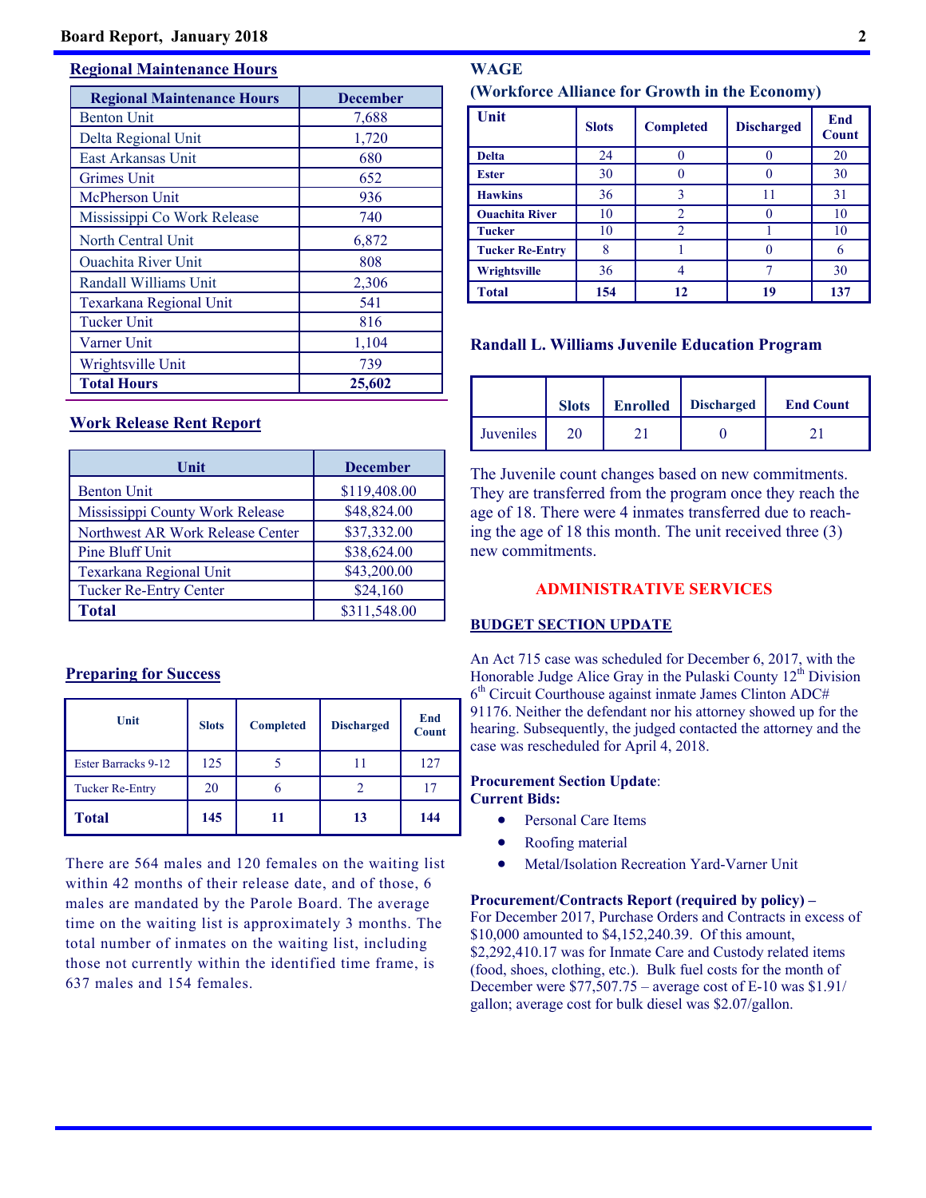## Regional Maintenance Hours

| Regional Maintenance Hours | December |
|---|---|
| Benton Unit | 7,688 |
| Delta Regional Unit | 1,720 |
| East Arkansas Unit | 680 |
| Grimes Unit | 652 |
| McPherson Unit | 936 |
| Mississippi Co Work Release | 740 |
| North Central Unit | 6,872 |
| Ouachita River Unit | 808 |
| Randall Williams Unit | 2,306 |
| Texarkana Regional Unit | 541 |
| Tucker Unit | 816 |
| Varner Unit | 1,104 |
| Wrightsville Unit | 739 |
| **Total Hours** | **25,602** |

## Work Release Rent Report

| Unit | December |
|---|---|
| Benton Unit | $119,408.00 |
| Mississippi County Work Release | $48,824.00 |
| Northwest AR Work Release Center | $37,332.00 |
| Pine Bluff Unit | $38,624.00 |
| Texarkana Regional Unit | $43,200.00 |
| Tucker Re-Entry Center | $24,160 |
| **Total** | $311,548.00 |

## Preparing for Success

| Unit | Slots | Completed | Discharged | End Count |
|---|---|---|---|---|
| Ester Barracks 9-12 | 125 | 5 | 11 | 127 |
| Tucker Re-Entry | 20 | 6 | 2 | 17 |
| **Total** | **145** | **11** | **13** | **144** |

There are 564 males and 120 females on the waiting list within 42 months of their release date, and of those, 6 males are mandated by the Parole Board. The average time on the waiting list is approximately 3 months. The total number of inmates on the waiting list, including those not currently within the identified time frame, is 637 males and 154 females.

## WAGE
## (Workforce Alliance for Growth in the Economy)

| Unit | Slots | Completed | Discharged | End Count |
|---|---|---|---|---|
| **Delta** | 24 | 0 | 0 | 20 |
| **Ester** | 30 | 0 | 0 | 30 |
| **Hawkins** | 36 | 3 | 11 | 31 |
| **Ouachita River** | 10 | 2 | 0 | 10 |
| **Tucker** | 10 | 2 | 1 | 10 |
| **Tucker Re-Entry** | 8 | 1 | 0 | 6 |
| **Wrightsville** | 36 | 4 | 7 | 30 |
| **Total** | **154** | **12** | **19** | **137** |

## Randall L. Williams Juvenile Education Program

| | Slots | Enrolled | Discharged | End Count |
|---|---|---|---|---|
| Juveniles | 20 | 21 | 0 | 21 |

The Juvenile count changes based on new commitments. They are transferred from the program once they reach the age of 18. There were 4 inmates transferred due to reaching the age of 18 this month. The unit received three (3) new commitments.

# ADMINISTRATIVE SERVICES

## BUDGET SECTION UPDATE

An Act 715 case was scheduled for December 6, 2017, with the Honorable Judge Alice Gray in the Pulaski County 12th Division 6th Circuit Courthouse against inmate James Clinton ADC# 91176. Neither the defendant nor his attorney showed up for the hearing. Subsequently, the judged contacted the attorney and the case was rescheduled for April 4, 2018.

**Procurement Section Update**:
**Current Bids:**

- Personal Care Items
- Roofing material
- Metal/Isolation Recreation Yard-Varner Unit

**Procurement/Contracts Report (required by policy) –**
For December 2017, Purchase Orders and Contracts in excess of $10,000 amounted to $4,152,240.39. Of this amount, $2,292,410.17 was for Inmate Care and Custody related items (food, shoes, clothing, etc.). Bulk fuel costs for the month of December were $77,507.75 – average cost of E-10 was $1.91/gallon; average cost for bulk diesel was $2.07/gallon.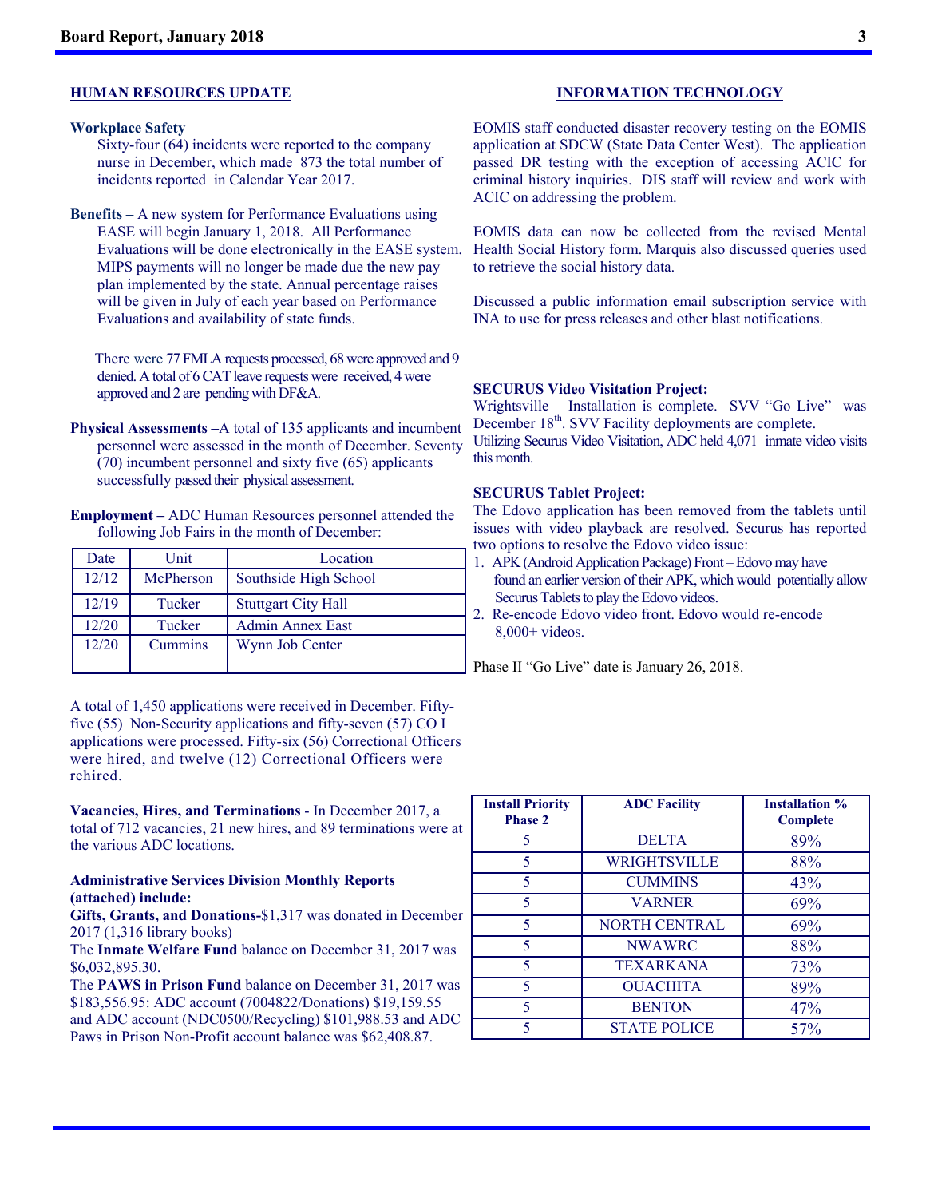## HUMAN RESOURCES UPDATE

**Workplace Safety**

Sixty-four (64) incidents were reported to the company nurse in December, which made 873 the total number of incidents reported in Calendar Year 2017.

**Benefits –** A new system for Performance Evaluations using EASE will begin January 1, 2018. All Performance Evaluations will be done electronically in the EASE system. MIPS payments will no longer be made due the new pay plan implemented by the state. Annual percentage raises will be given in July of each year based on Performance Evaluations and availability of state funds.

There were 77 FMLA requests processed, 68 were approved and 9 denied. A total of 6 CAT leave requests were received, 4 were approved and 2 are pending with DF&A.

**Physical Assessments –**A total of 135 applicants and incumbent personnel were assessed in the month of December. Seventy (70) incumbent personnel and sixty five (65) applicants successfully passed their physical assessment.

**Employment –** ADC Human Resources personnel attended the following Job Fairs in the month of December:

| Date | Unit | Location |
|---|---|---|
| 12/12 | McPherson | Southside High School |
| 12/19 | Tucker | Stuttgart City Hall |
| 12/20 | Tucker | Admin Annex East |
| 12/20 | Cummins | Wynn Job Center |

A total of 1,450 applications were received in December. Fifty-five (55) Non-Security applications and fifty-seven (57) CO I applications were processed. Fifty-six (56) Correctional Officers were hired, and twelve (12) Correctional Officers were rehired.

**Vacancies, Hires, and Terminations** - In December 2017, a total of 712 vacancies, 21 new hires, and 89 terminations were at the various ADC locations.

**Administrative Services Division Monthly Reports (attached) include:**

**Gifts, Grants, and Donations-**$1,317 was donated in December 2017 (1,316 library books)

The **Inmate Welfare Fund** balance on December 31, 2017 was $6,032,895.30.

The **PAWS in Prison Fund** balance on December 31, 2017 was $183,556.95: ADC account (7004822/Donations) $19,159.55 and ADC account (NDC0500/Recycling) $101,988.53 and ADC Paws in Prison Non-Profit account balance was $62,408.87.

## INFORMATION TECHNOLOGY

EOMIS staff conducted disaster recovery testing on the EOMIS application at SDCW (State Data Center West). The application passed DR testing with the exception of accessing ACIC for criminal history inquiries. DIS staff will review and work with ACIC on addressing the problem.

EOMIS data can now be collected from the revised Mental Health Social History form. Marquis also discussed queries used to retrieve the social history data.

Discussed a public information email subscription service with INA to use for press releases and other blast notifications.

**SECURUS Video Visitation Project:**

Wrightsville – Installation is complete. SVV "Go Live" was December 18th. SVV Facility deployments are complete. Utilizing Securus Video Visitation, ADC held 4,071 inmate video visits this month.

**SECURUS Tablet Project:**

The Edovo application has been removed from the tablets until issues with video playback are resolved. Securus has reported two options to resolve the Edovo video issue:

1. APK (Android Application Package) Front – Edovo may have found an earlier version of their APK, which would potentially allow Securus Tablets to play the Edovo videos.
2. Re-encode Edovo video front. Edovo would re-encode 8,000+ videos.

Phase II "Go Live" date is January 26, 2018.

| Install Priority Phase 2 | ADC Facility | Installation % Complete |
|---|---|---|
| 5 | DELTA | 89% |
| 5 | WRIGHTSVILLE | 88% |
| 5 | CUMMINS | 43% |
| 5 | VARNER | 69% |
| 5 | NORTH CENTRAL | 69% |
| 5 | NWAWRC | 88% |
| 5 | TEXARKANA | 73% |
| 5 | OUACHITA | 89% |
| 5 | BENTON | 47% |
| 5 | STATE POLICE | 57% |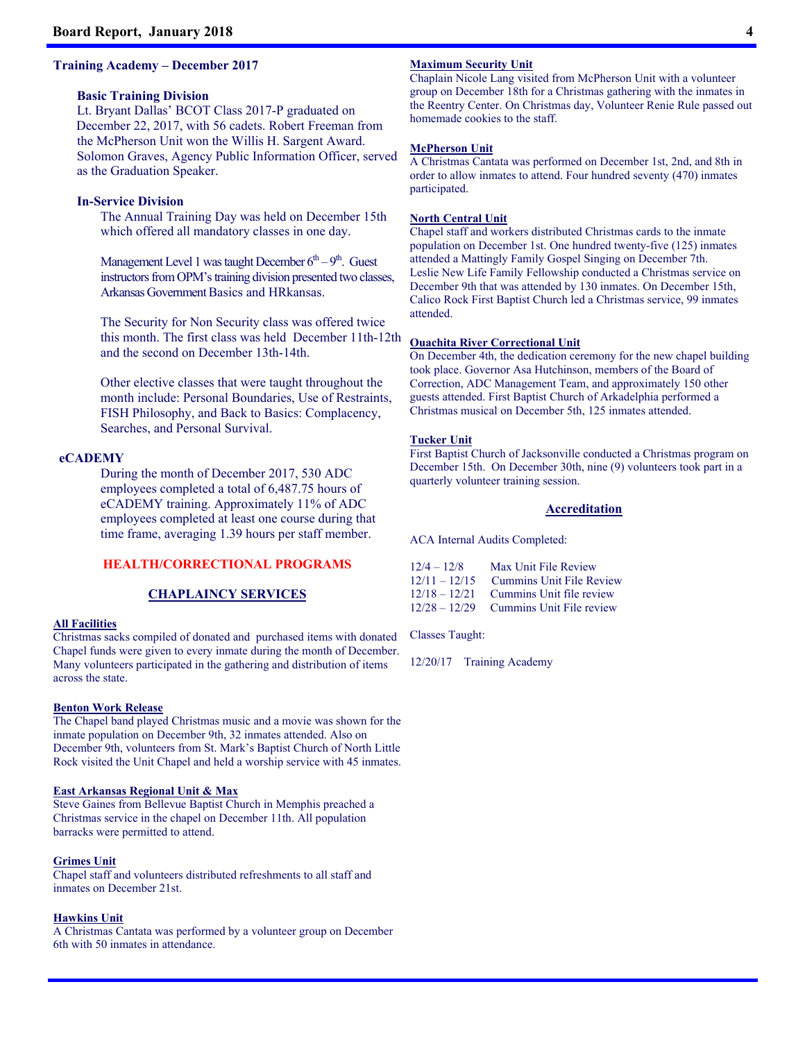## Training Academy – December 2017

### Basic Training Division

Lt. Bryant Dallas' BCOT Class 2017-P graduated on December 22, 2017, with 56 cadets. Robert Freeman from the McPherson Unit won the Willis H. Sargent Award. Solomon Graves, Agency Public Information Officer, served as the Graduation Speaker.

### In-Service Division

The Annual Training Day was held on December 15th which offered all mandatory classes in one day.

Management Level 1 was taught December 6th – 9th. Guest instructors from OPM's training division presented two classes, Arkansas Government Basics and HRkansas.

The Security for Non Security class was offered twice this month. The first class was held December 11th-12th and the second on December 13th-14th.

Other elective classes that were taught throughout the month include: Personal Boundaries, Use of Restraints, FISH Philosophy, and Back to Basics: Complacency, Searches, and Personal Survival.

### eCADEMY

During the month of December 2017, 530 ADC employees completed a total of 6,487.75 hours of eCADEMY training. Approximately 11% of ADC employees completed at least one course during that time frame, averaging 1.39 hours per staff member.

## HEALTH/CORRECTIONAL PROGRAMS

## CHAPLAINCY SERVICES

**All Facilities**

Christmas sacks compiled of donated and purchased items with donated Chapel funds were given to every inmate during the month of December. Many volunteers participated in the gathering and distribution of items across the state.

**Benton Work Release**

The Chapel band played Christmas music and a movie was shown for the inmate population on December 9th, 32 inmates attended. Also on December 9th, volunteers from St. Mark's Baptist Church of North Little Rock visited the Unit Chapel and held a worship service with 45 inmates.

**East Arkansas Regional Unit & Max**

Steve Gaines from Bellevue Baptist Church in Memphis preached a Christmas service in the chapel on December 11th. All population barracks were permitted to attend.

**Grimes Unit**

Chapel staff and volunteers distributed refreshments to all staff and inmates on December 21st.

**Hawkins Unit**

A Christmas Cantata was performed by a volunteer group on December 6th with 50 inmates in attendance.

**Maximum Security Unit**

Chaplain Nicole Lang visited from McPherson Unit with a volunteer group on December 18th for a Christmas gathering with the inmates in the Reentry Center. On Christmas day, Volunteer Renie Rule passed out homemade cookies to the staff.

**McPherson Unit**

A Christmas Cantata was performed on December 1st, 2nd, and 8th in order to allow inmates to attend. Four hundred seventy (470) inmates participated.

**North Central Unit**

Chapel staff and workers distributed Christmas cards to the inmate population on December 1st. One hundred twenty-five (125) inmates attended a Mattingly Family Gospel Singing on December 7th. Leslie New Life Family Fellowship conducted a Christmas service on December 9th that was attended by 130 inmates. On December 15th, Calico Rock First Baptist Church led a Christmas service, 99 inmates attended.

**Ouachita River Correctional Unit**

On December 4th, the dedication ceremony for the new chapel building took place. Governor Asa Hutchinson, members of the Board of Correction, ADC Management Team, and approximately 150 other guests attended. First Baptist Church of Arkadelphia performed a Christmas musical on December 5th, 125 inmates attended.

**Tucker Unit**

First Baptist Church of Jacksonville conducted a Christmas program on December 15th. On December 30th, nine (9) volunteers took part in a quarterly volunteer training session.

## Accreditation

ACA Internal Audits Completed:

12/4 – 12/8 Max Unit File Review
12/11 – 12/15 Cummins Unit File Review
12/18 – 12/21 Cummins Unit file review
12/28 – 12/29 Cummins Unit File review

Classes Taught:

12/20/17 Training Academy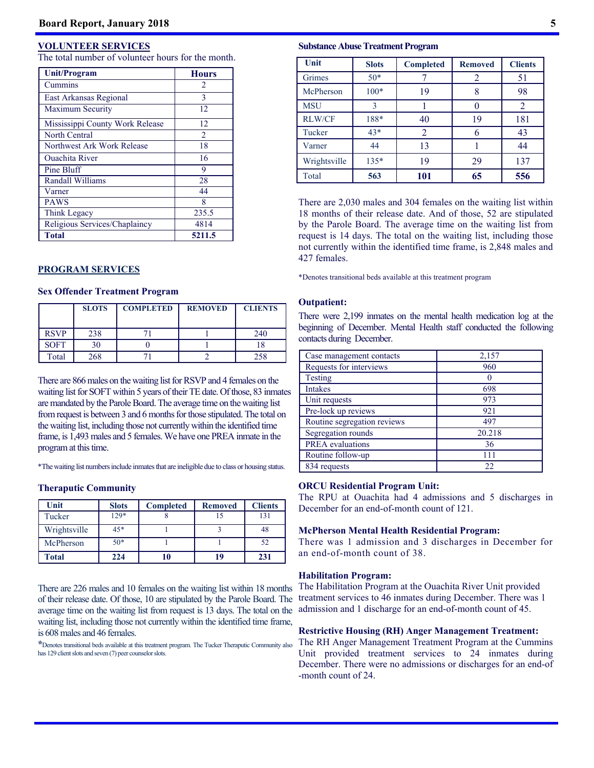## VOLUNTEER SERVICES

The total number of volunteer hours for the month.

| Unit/Program | Hours |
|---|---|
| Cummins | 2 |
| East Arkansas Regional | 3 |
| Maximum Security | 12 |
| Mississippi County Work Release | 12 |
| North Central | 2 |
| Northwest Ark Work Release | 18 |
| Ouachita River | 16 |
| Pine Bluff | 9 |
| Randall Williams | 28 |
| Varner | 44 |
| PAWS | 8 |
| Think Legacy | 235.5 |
| Religious Services/Chaplaincy | 4814 |
| **Total** | **5211.5** |

## PROGRAM SERVICES

### Sex Offender Treatment Program

| | SLOTS | COMPLETED | REMOVED | CLIENTS |
|---|---|---|---|---|
| RSVP | 238 | 71 | 1 | 240 |
| SOFT | 30 | 0 | 1 | 18 |
| Total | 268 | 71 | 2 | 258 |

There are 866 males on the waiting list for RSVP and 4 females on the waiting list for SOFT within 5 years of their TE date. Of those, 83 inmates are mandated by the Parole Board. The average time on the waiting list from request is between 3 and 6 months for those stipulated. The total on the waiting list, including those not currently within the identified time frame, is 1,493 males and 5 females. We have one PREA inmate in the program at this time.

*The waiting list numbers include inmates that are ineligible due to class or housing status.

### Theraputic Community

| Unit | Slots | Completed | Removed | Clients |
|---|---|---|---|---|
| Tucker | 129* | 8 | 15 | 131 |
| Wrightsville | 45* | 1 | 3 | 48 |
| McPherson | 50* | 1 | 1 | 52 |
| **Total** | **224** | **10** | **19** | **231** |

There are 226 males and 10 females on the waiting list within 18 months of their release date. Of those, 10 are stipulated by the Parole Board. The average time on the waiting list from request is 13 days. The total on the waiting list, including those not currently within the identified time frame, is 608 males and 46 females.

*Denotes transitional beds available at this treatment program. The Tucker Theraputic Community also has 129 client slots and seven (7) peer counselor slots.

### Substance Abuse Treatment Program

| Unit | Slots | Completed | Removed | Clients |
|---|---|---|---|---|
| Grimes | 50* | 7 | 2 | 51 |
| McPherson | 100* | 19 | 8 | 98 |
| MSU | 3 | 1 | 0 | 2 |
| RLW/CF | 188* | 40 | 19 | 181 |
| Tucker | 43* | 2 | 6 | 43 |
| Varner | 44 | 13 | 1 | 44 |
| Wrightsville | 135* | 19 | 29 | 137 |
| Total | **563** | **101** | **65** | **556** |

There are 2,030 males and 304 females on the waiting list within 18 months of their release date. And of those, 52 are stipulated by the Parole Board. The average time on the waiting list from request is 14 days. The total on the waiting list, including those not currently within the identified time frame, is 2,848 males and 427 females.

*Denotes transitional beds available at this treatment program

### Outpatient:

There were 2,199 inmates on the mental health medication log at the beginning of December. Mental Health staff conducted the following contacts during December.

| | |
|---|---|
| Case management contacts | 2,157 |
| Requests for interviews | 960 |
| Testing | 0 |
| Intakes | 698 |
| Unit requests | 973 |
| Pre-lock up reviews | 921 |
| Routine segregation reviews | 497 |
| Segregation rounds | 20.218 |
| PREA evaluations | 36 |
| Routine follow-up | 111 |
| 834 requests | 22 |

### ORCU Residential Program Unit:

The RPU at Ouachita had 4 admissions and 5 discharges in December for an end-of-month count of 121.

### McPherson Mental Health Residential Program:

There was 1 admission and 3 discharges in December for an end-of-month count of 38.

### Habilitation Program:

The Habilitation Program at the Ouachita River Unit provided treatment services to 46 inmates during December. There was 1 admission and 1 discharge for an end-of-month count of 45.

### Restrictive Housing (RH) Anger Management Treatment:

The RH Anger Management Treatment Program at the Cummins Unit provided treatment services to 24 inmates during December. There were no admissions or discharges for an end-of-month count of 24.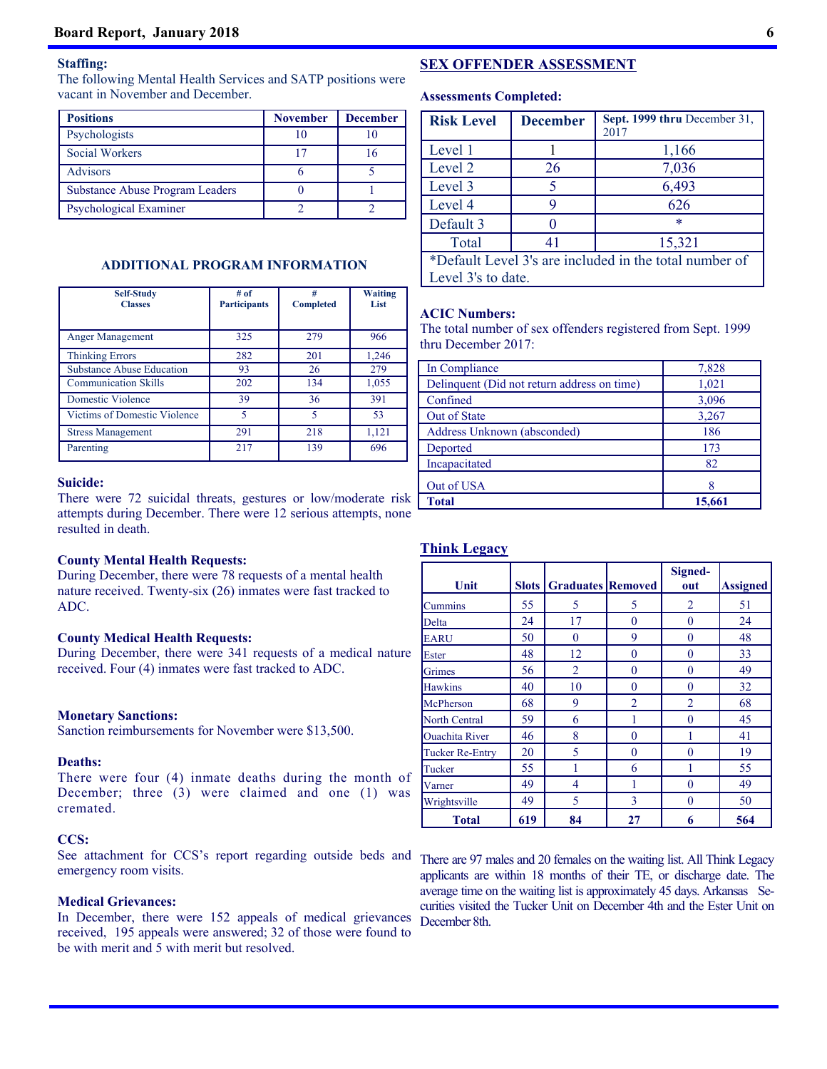**Staffing:**
The following Mental Health Services and SATP positions were vacant in November and December.

| Positions | November | December |
|---|---|---|
| Psychologists | 10 | 10 |
| Social Workers | 17 | 16 |
| Advisors | 6 | 5 |
| Substance Abuse Program Leaders | 0 | 1 |
| Psychological Examiner | 2 | 2 |

### ADDITIONAL PROGRAM INFORMATION

| Self-Study Classes | # of Participants | # Completed | Waiting List |
|---|---|---|---|
| Anger Management | 325 | 279 | 966 |
| Thinking Errors | 282 | 201 | 1,246 |
| Substance Abuse Education | 93 | 26 | 279 |
| Communication Skills | 202 | 134 | 1,055 |
| Domestic Violence | 39 | 36 | 391 |
| Victims of Domestic Violence | 5 | 5 | 53 |
| Stress Management | 291 | 218 | 1,121 |
| Parenting | 217 | 139 | 696 |

**Suicide:**
There were 72 suicidal threats, gestures or low/moderate risk attempts during December. There were 12 serious attempts, none resulted in death.

**County Mental Health Requests:**
During December, there were 78 requests of a mental health nature received. Twenty-six (26) inmates were fast tracked to ADC.

**County Medical Health Requests:**
During December, there were 341 requests of a medical nature received. Four (4) inmates were fast tracked to ADC.

**Monetary Sanctions:**
Sanction reimbursements for November were $13,500.

**Deaths:**
There were four (4) inmate deaths during the month of December; three (3) were claimed and one (1) was cremated.

**CCS:**
See attachment for CCS's report regarding outside beds and emergency room visits.

**Medical Grievances:**
In December, there were 152 appeals of medical grievances received, 195 appeals were answered; 32 of those were found to be with merit and 5 with merit but resolved.

## SEX OFFENDER ASSESSMENT

**Assessments Completed:**

| Risk Level | December | Sept. 1999 thru December 31, 2017 |
|---|---|---|
| Level 1 | 1 | 1,166 |
| Level 2 | 26 | 7,036 |
| Level 3 | 5 | 6,493 |
| Level 4 | 9 | 626 |
| Default 3 | 0 | * |
| Total | 41 | 15,321 |

*Default Level 3's are included in the total number of Level 3's to date.

**ACIC Numbers:**
The total number of sex offenders registered from Sept. 1999 thru December 2017:

| | |
|---|---|
| In Compliance | 7,828 |
| Delinquent (Did not return address on time) | 1,021 |
| Confined | 3,096 |
| Out of State | 3,267 |
| Address Unknown (absconded) | 186 |
| Deported | 173 |
| Incapacitated | 82 |
| Out of USA | 8 |
| **Total** | **15,661** |

## Think Legacy

| Unit | Slots | Graduates | Removed | Signed-out | Assigned |
|---|---|---|---|---|---|
| Cummins | 55 | 5 | 5 | 2 | 51 |
| Delta | 24 | 17 | 0 | 0 | 24 |
| EARU | 50 | 0 | 9 | 0 | 48 |
| Ester | 48 | 12 | 0 | 0 | 33 |
| Grimes | 56 | 2 | 0 | 0 | 49 |
| Hawkins | 40 | 10 | 0 | 0 | 32 |
| McPherson | 68 | 9 | 2 | 2 | 68 |
| North Central | 59 | 6 | 1 | 0 | 45 |
| Ouachita River | 46 | 8 | 0 | 1 | 41 |
| Tucker Re-Entry | 20 | 5 | 0 | 0 | 19 |
| Tucker | 55 | 1 | 6 | 1 | 55 |
| Varner | 49 | 4 | 1 | 0 | 49 |
| Wrightsville | 49 | 5 | 3 | 0 | 50 |
| **Total** | **619** | **84** | **27** | **6** | **564** |

There are 97 males and 20 females on the waiting list. All Think Legacy applicants are within 18 months of their TE, or discharge date. The average time on the waiting list is approximately 45 days. Arkansas Securities visited the Tucker Unit on December 4th and the Ester Unit on December 8th.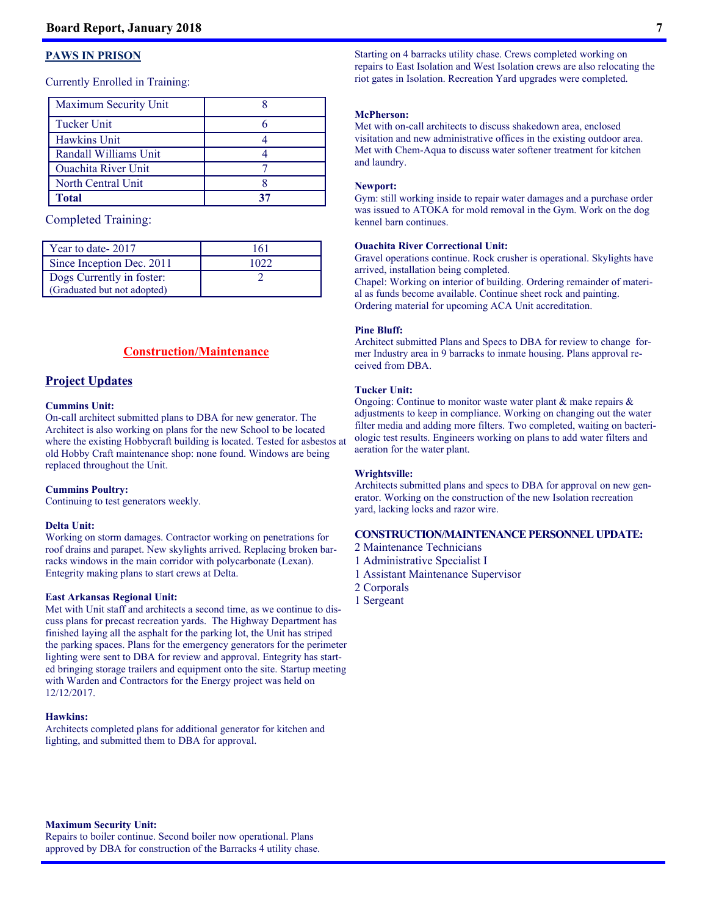## PAWS IN PRISON

Currently Enrolled in Training:

| Unit | Count |
|---|---|
| Maximum Security Unit | 8 |
| Tucker Unit | 6 |
| Hawkins Unit | 4 |
| Randall Williams Unit | 4 |
| Ouachita River Unit | 7 |
| North Central Unit | 8 |
| **Total** | **37** |

Completed Training:

| Category | Count |
|---|---|
| Year to date- 2017 | 161 |
| Since Inception Dec. 2011 | 1022 |
| Dogs Currently in foster: (Graduated but not adopted) | 2 |

## Construction/Maintenance

### Project Updates

**Cummins Unit:**
On-call architect submitted plans to DBA for new generator. The Architect is also working on plans for the new School to be located where the existing Hobbycraft building is located. Tested for asbestos at old Hobby Craft maintenance shop: none found. Windows are being replaced throughout the Unit.

**Cummins Poultry:**
Continuing to test generators weekly.

**Delta Unit:**
Working on storm damages. Contractor working on penetrations for roof drains and parapet. New skylights arrived. Replacing broken barracks windows in the main corridor with polycarbonate (Lexan). Entegrity making plans to start crews at Delta.

**East Arkansas Regional Unit:**
Met with Unit staff and architects a second time, as we continue to discuss plans for precast recreation yards. The Highway Department has finished laying all the asphalt for the parking lot, the Unit has striped the parking spaces. Plans for the emergency generators for the perimeter lighting were sent to DBA for review and approval. Entegrity has started bringing storage trailers and equipment onto the site. Startup meeting with Warden and Contractors for the Energy project was held on 12/12/2017.

**Hawkins:**
Architects completed plans for additional generator for kitchen and lighting, and submitted them to DBA for approval.

**Maximum Security Unit:**
Repairs to boiler continue. Second boiler now operational. Plans approved by DBA for construction of the Barracks 4 utility chase. Starting on 4 barracks utility chase. Crews completed working on repairs to East Isolation and West Isolation crews are also relocating the riot gates in Isolation. Recreation Yard upgrades were completed.

**McPherson:**
Met with on-call architects to discuss shakedown area, enclosed visitation and new administrative offices in the existing outdoor area. Met with Chem-Aqua to discuss water softener treatment for kitchen and laundry.

**Newport:**
Gym: still working inside to repair water damages and a purchase order was issued to ATOKA for mold removal in the Gym. Work on the dog kennel barn continues.

**Ouachita River Correctional Unit:**
Gravel operations continue. Rock crusher is operational. Skylights have arrived, installation being completed.
Chapel: Working on interior of building. Ordering remainder of material as funds become available. Continue sheet rock and painting. Ordering material for upcoming ACA Unit accreditation.

**Pine Bluff:**
Architect submitted Plans and Specs to DBA for review to change former Industry area in 9 barracks to inmate housing. Plans approval received from DBA.

**Tucker Unit:**
Ongoing: Continue to monitor waste water plant & make repairs & adjustments to keep in compliance. Working on changing out the water filter media and adding more filters. Two completed, waiting on bacteriologic test results. Engineers working on plans to add water filters and aeration for the water plant.

**Wrightsville:**
Architects submitted plans and specs to DBA for approval on new generator. Working on the construction of the new Isolation recreation yard, lacking locks and razor wire.

**CONSTRUCTION/MAINTENANCE PERSONNEL UPDATE:**

2 Maintenance Technicians
1 Administrative Specialist I
1 Assistant Maintenance Supervisor
2 Corporals
1 Sergeant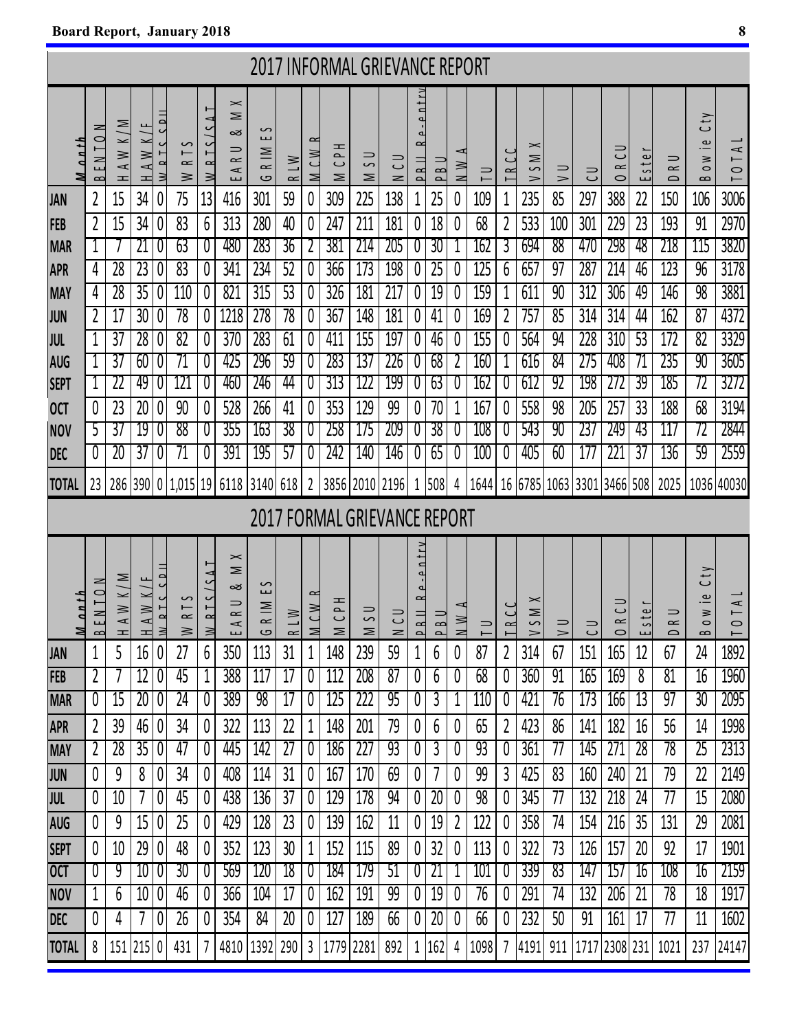## 2017 INFORMAL GRIEVANCE REPORT

| Month | BENTON | HAWK/M | HAWK/F | WRTS SPU | WRTS | WRTS/SAT | EARU & MX | GRIMES | RLW | MCWR | MCPH | MSU | NCU | PBU Re-entry | PBU | NWA | TU | TRCC | VSMX | VU | CU | ORCU | Ester | DRU | Bowie Cty | TOTAL |
|---|---|---|---|---|---|---|---|---|---|---|---|---|---|---|---|---|---|---|---|---|---|---|---|---|---|---|
| JAN | 2 | 15 | 34 | 0 | 75 | 13 | 416 | 301 | 59 | 0 | 309 | 225 | 138 | 1 | 25 | 0 | 109 | 1 | 235 | 85 | 297 | 388 | 22 | 150 | 106 | 3006 |
| FEB | 2 | 15 | 34 | 0 | 83 | 6 | 313 | 280 | 40 | 0 | 247 | 211 | 181 | 0 | 18 | 0 | 68 | 2 | 533 | 100 | 301 | 229 | 23 | 193 | 91 | 2970 |
| MAR | 1 | 7 | 21 | 0 | 63 | 0 | 480 | 283 | 36 | 2 | 381 | 214 | 205 | 0 | 30 | 1 | 162 | 3 | 694 | 88 | 470 | 298 | 48 | 218 | 115 | 3820 |
| APR | 4 | 28 | 23 | 0 | 83 | 0 | 341 | 234 | 52 | 0 | 366 | 173 | 198 | 0 | 25 | 0 | 125 | 6 | 657 | 97 | 287 | 214 | 46 | 123 | 96 | 3178 |
| MAY | 4 | 28 | 35 | 0 | 110 | 0 | 821 | 315 | 53 | 0 | 326 | 181 | 217 | 0 | 19 | 0 | 159 | 1 | 611 | 90 | 312 | 306 | 49 | 146 | 98 | 3881 |
| JUN | 2 | 17 | 30 | 0 | 78 | 0 | 1218 | 278 | 78 | 0 | 367 | 148 | 181 | 0 | 41 | 0 | 169 | 2 | 757 | 85 | 314 | 314 | 44 | 162 | 87 | 4372 |
| JUL | 1 | 37 | 28 | 0 | 82 | 0 | 370 | 283 | 61 | 0 | 411 | 155 | 197 | 0 | 46 | 0 | 155 | 0 | 564 | 94 | 228 | 310 | 53 | 172 | 82 | 3329 |
| AUG | 1 | 37 | 60 | 0 | 71 | 0 | 425 | 296 | 59 | 0 | 283 | 137 | 226 | 0 | 68 | 2 | 160 | 1 | 616 | 84 | 275 | 408 | 71 | 235 | 90 | 3605 |
| SEPT | 1 | 22 | 49 | 0 | 121 | 0 | 460 | 246 | 44 | 0 | 313 | 122 | 199 | 0 | 63 | 0 | 162 | 0 | 612 | 92 | 198 | 272 | 39 | 185 | 72 | 3272 |
| OCT | 0 | 23 | 20 | 0 | 90 | 0 | 528 | 266 | 41 | 0 | 353 | 129 | 99 | 0 | 70 | 1 | 167 | 0 | 558 | 98 | 205 | 257 | 33 | 188 | 68 | 3194 |
| NOV | 5 | 37 | 19 | 0 | 88 | 0 | 355 | 163 | 38 | 0 | 258 | 175 | 209 | 0 | 38 | 0 | 108 | 0 | 543 | 90 | 237 | 249 | 43 | 117 | 72 | 2844 |
| DEC | 0 | 20 | 37 | 0 | 71 | 0 | 391 | 195 | 57 | 0 | 242 | 140 | 146 | 0 | 65 | 0 | 100 | 0 | 405 | 60 | 177 | 221 | 37 | 136 | 59 | 2559 |
| TOTAL | 23 | 286 | 390 | 0 | 1,015 | 19 | 6118 | 3140 | 618 | 2 | 3856 | 2010 | 2196 | 1 | 508 | 4 | 1644 | 16 | 6785 | 1063 | 3301 | 3466 | 508 | 2025 | 1036 | 40030 |

## 2017 FORMAL GRIEVANCE REPORT

| Month | BENTON | HAWK/M | HAWK/F | WRTS SPU | WRTS | WRTS/SAT | EARU & MX | GRIMES | RLW | MCWR | MCPH | MSU | NCU | PBU Re-entry | PBU | NWA | TU | TRCC | VSMX | VU | CU | ORCU | Ester | DRU | Bowie Cty | TOTAL |
|---|---|---|---|---|---|---|---|---|---|---|---|---|---|---|---|---|---|---|---|---|---|---|---|---|---|---|
| JAN | 1 | 5 | 16 | 0 | 27 | 6 | 350 | 113 | 31 | 1 | 148 | 239 | 59 | 1 | 6 | 0 | 87 | 2 | 314 | 67 | 151 | 165 | 12 | 67 | 24 | 1892 |
| FEB | 2 | 7 | 12 | 0 | 45 | 1 | 388 | 117 | 17 | 0 | 112 | 208 | 87 | 0 | 6 | 0 | 68 | 0 | 360 | 91 | 165 | 169 | 8 | 81 | 16 | 1960 |
| MAR | 0 | 15 | 20 | 0 | 24 | 0 | 389 | 98 | 17 | 0 | 125 | 222 | 95 | 0 | 3 | 1 | 110 | 0 | 421 | 76 | 173 | 166 | 13 | 97 | 30 | 2095 |
| APR | 2 | 39 | 46 | 0 | 34 | 0 | 322 | 113 | 22 | 1 | 148 | 201 | 79 | 0 | 6 | 0 | 65 | 2 | 423 | 86 | 141 | 182 | 16 | 56 | 14 | 1998 |
| MAY | 2 | 28 | 35 | 0 | 47 | 0 | 445 | 142 | 27 | 0 | 186 | 227 | 93 | 0 | 3 | 0 | 93 | 0 | 361 | 77 | 145 | 271 | 28 | 78 | 25 | 2313 |
| JUN | 0 | 9 | 8 | 0 | 34 | 0 | 408 | 114 | 31 | 0 | 167 | 170 | 69 | 0 | 7 | 0 | 99 | 3 | 425 | 83 | 160 | 240 | 21 | 79 | 22 | 2149 |
| JUL | 0 | 10 | 7 | 0 | 45 | 0 | 438 | 136 | 37 | 0 | 129 | 178 | 94 | 0 | 20 | 0 | 98 | 0 | 345 | 77 | 132 | 218 | 24 | 77 | 15 | 2080 |
| AUG | 0 | 9 | 15 | 0 | 25 | 0 | 429 | 128 | 23 | 0 | 139 | 162 | 11 | 0 | 19 | 2 | 122 | 0 | 358 | 74 | 154 | 216 | 35 | 131 | 29 | 2081 |
| SEPT | 0 | 10 | 29 | 0 | 48 | 0 | 352 | 123 | 30 | 1 | 152 | 115 | 89 | 0 | 32 | 0 | 113 | 0 | 322 | 73 | 126 | 157 | 20 | 92 | 17 | 1901 |
| OCT | 0 | 9 | 10 | 0 | 30 | 0 | 569 | 120 | 18 | 0 | 184 | 179 | 51 | 0 | 21 | 1 | 101 | 0 | 339 | 83 | 147 | 157 | 16 | 108 | 16 | 2159 |
| NOV | 1 | 6 | 10 | 0 | 46 | 0 | 366 | 104 | 17 | 0 | 162 | 191 | 99 | 0 | 19 | 0 | 76 | 0 | 291 | 74 | 132 | 206 | 21 | 78 | 18 | 1917 |
| DEC | 0 | 4 | 7 | 0 | 26 | 0 | 354 | 84 | 20 | 0 | 127 | 189 | 66 | 0 | 20 | 0 | 66 | 0 | 232 | 50 | 91 | 161 | 17 | 77 | 11 | 1602 |
| TOTAL | 8 | 151 | 215 | 0 | 431 | 7 | 4810 | 1392 | 290 | 3 | 1779 | 2281 | 892 | 1 | 162 | 4 | 1098 | 7 | 4191 | 911 | 1717 | 2308 | 231 | 1021 | 237 | 24147 |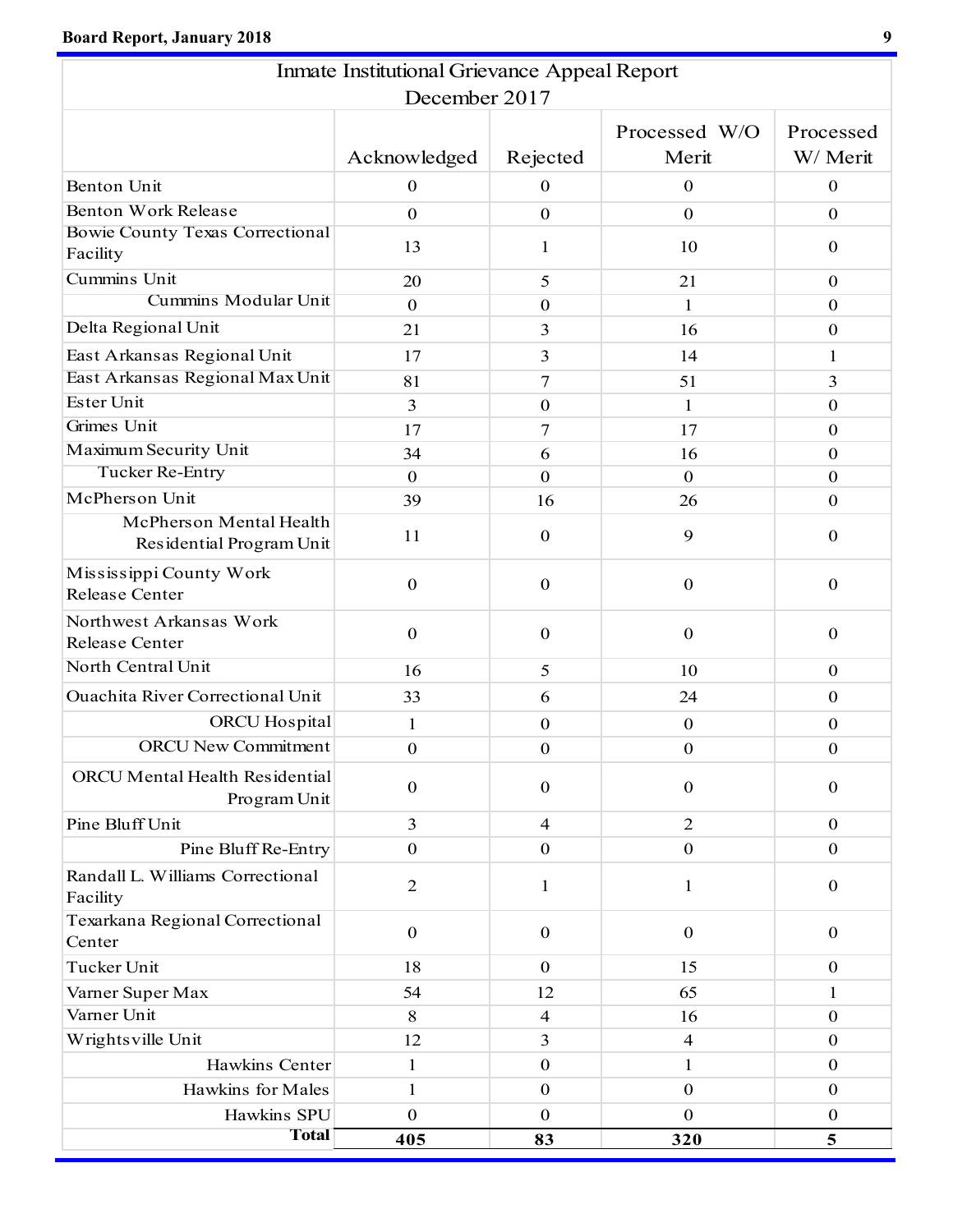| Inmate Institutional Grievance Appeal Report December 2017 | | | | |
|---|---|---|---|---|
| | Acknowledged | Rejected | Processed W/O Merit | Processed W/ Merit |
| Benton Unit | 0 | 0 | 0 | 0 |
| Benton Work Release | 0 | 0 | 0 | 0 |
| Bowie County Texas Correctional Facility | 13 | 1 | 10 | 0 |
| Cummins Unit | 20 | 5 | 21 | 0 |
| Cummins Modular Unit | 0 | 0 | 1 | 0 |
| Delta Regional Unit | 21 | 3 | 16 | 0 |
| East Arkansas Regional Unit | 17 | 3 | 14 | 1 |
| East Arkansas Regional Max Unit | 81 | 7 | 51 | 3 |
| Ester Unit | 3 | 0 | 1 | 0 |
| Grimes Unit | 17 | 7 | 17 | 0 |
| Maximum Security Unit | 34 | 6 | 16 | 0 |
| Tucker Re-Entry | 0 | 0 | 0 | 0 |
| McPherson Unit | 39 | 16 | 26 | 0 |
| McPherson Mental Health Residential Program Unit | 11 | 0 | 9 | 0 |
| Mississippi County Work Release Center | 0 | 0 | 0 | 0 |
| Northwest Arkansas Work Release Center | 0 | 0 | 0 | 0 |
| North Central Unit | 16 | 5 | 10 | 0 |
| Ouachita River Correctional Unit | 33 | 6 | 24 | 0 |
| ORCU Hospital | 1 | 0 | 0 | 0 |
| ORCU New Commitment | 0 | 0 | 0 | 0 |
| ORCU Mental Health Residential Program Unit | 0 | 0 | 0 | 0 |
| Pine Bluff Unit | 3 | 4 | 2 | 0 |
| Pine Bluff Re-Entry | 0 | 0 | 0 | 0 |
| Randall L. Williams Correctional Facility | 2 | 1 | 1 | 0 |
| Texarkana Regional Correctional Center | 0 | 0 | 0 | 0 |
| Tucker Unit | 18 | 0 | 15 | 0 |
| Varner Super Max | 54 | 12 | 65 | 1 |
| Varner Unit | 8 | 4 | 16 | 0 |
| Wrightsville Unit | 12 | 3 | 4 | 0 |
| Hawkins Center | 1 | 0 | 1 | 0 |
| Hawkins for Males | 1 | 0 | 0 | 0 |
| Hawkins SPU | 0 | 0 | 0 | 0 |
| **Total** | **405** | **83** | **320** | **5** |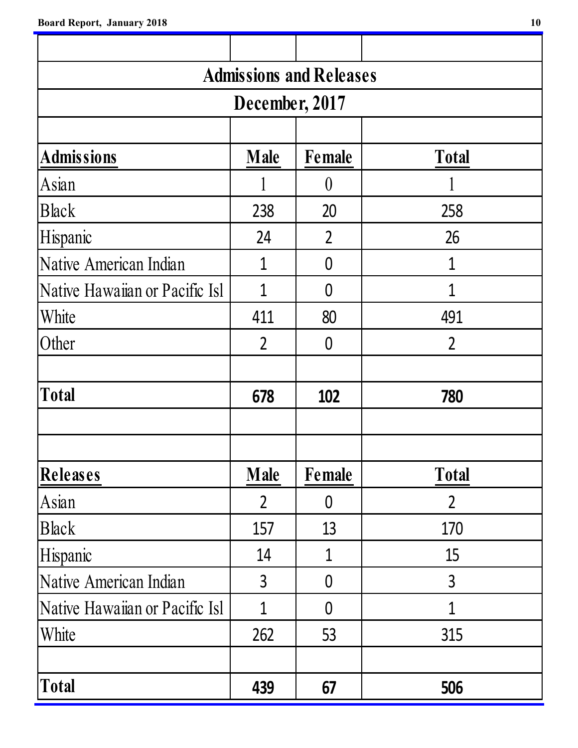## Admissions and Releases

### December, 2017

| **Admissions** | **Male** | **Female** | **Total** |
|---|---|---|---|
| Asian | 1 | 0 | 1 |
| Black | 238 | 20 | 258 |
| Hispanic | 24 | 2 | 26 |
| Native American Indian | 1 | 0 | 1 |
| Native Hawaiian or Pacific Isl | 1 | 0 | 1 |
| White | 411 | 80 | 491 |
| Other | 2 | 0 | 2 |
| | | | |
| **Total** | **678** | **102** | **780** |

| **Releases** | **Male** | **Female** | **Total** |
|---|---|---|---|
| Asian | 2 | 0 | 2 |
| Black | 157 | 13 | 170 |
| Hispanic | 14 | 1 | 15 |
| Native American Indian | 3 | 0 | 3 |
| Native Hawaiian or Pacific Isl | 1 | 0 | 1 |
| White | 262 | 53 | 315 |
| | | | |
| **Total** | **439** | **67** | **506** |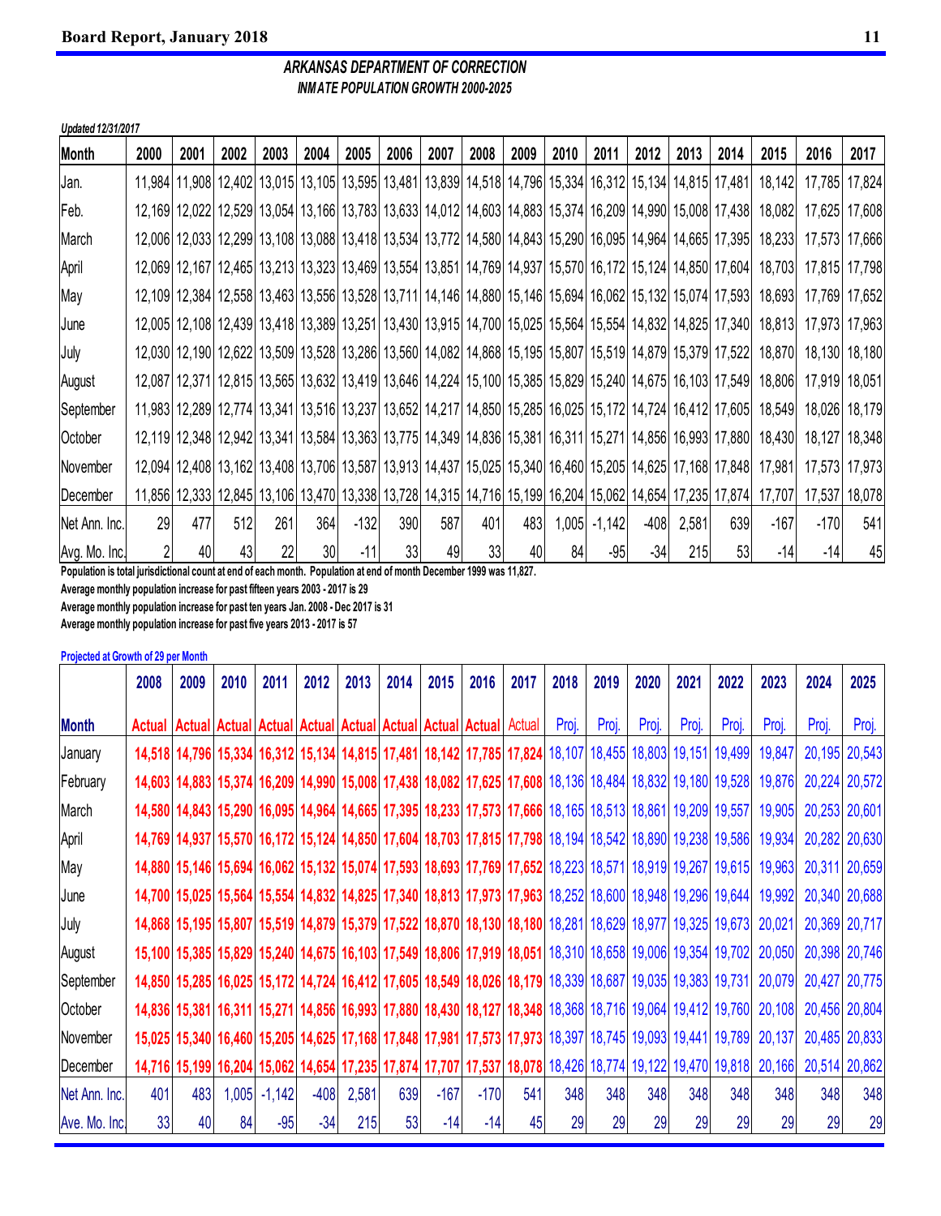## *ARKANSAS DEPARTMENT OF CORRECTION*
### *INMATE POPULATION GROWTH 2000-2025*

*Updated 12/31/2017*

| Month | 2000 | 2001 | 2002 | 2003 | 2004 | 2005 | 2006 | 2007 | 2008 | 2009 | 2010 | 2011 | 2012 | 2013 | 2014 | 2015 | 2016 | 2017 |
|---|---|---|---|---|---|---|---|---|---|---|---|---|---|---|---|---|---|---|
| Jan. | 11,984 | 11,908 | 12,402 | 13,015 | 13,105 | 13,595 | 13,481 | 13,839 | 14,518 | 14,796 | 15,334 | 16,312 | 15,134 | 14,815 | 17,481 | 18,142 | 17,785 | 17,824 |
| Feb. | 12,169 | 12,022 | 12,529 | 13,054 | 13,166 | 13,783 | 13,633 | 14,012 | 14,603 | 14,883 | 15,374 | 16,209 | 14,990 | 15,008 | 17,438 | 18,082 | 17,625 | 17,608 |
| March | 12,006 | 12,033 | 12,299 | 13,108 | 13,088 | 13,418 | 13,534 | 13,772 | 14,580 | 14,843 | 15,290 | 16,095 | 14,964 | 14,665 | 17,395 | 18,233 | 17,573 | 17,666 |
| April | 12,069 | 12,167 | 12,465 | 13,213 | 13,323 | 13,469 | 13,554 | 13,851 | 14,769 | 14,937 | 15,570 | 16,172 | 15,124 | 14,850 | 17,604 | 18,703 | 17,815 | 17,798 |
| May | 12,109 | 12,384 | 12,558 | 13,463 | 13,556 | 13,528 | 13,711 | 14,146 | 14,880 | 15,146 | 15,694 | 16,062 | 15,132 | 15,074 | 17,593 | 18,693 | 17,769 | 17,652 |
| June | 12,005 | 12,108 | 12,439 | 13,418 | 13,389 | 13,251 | 13,430 | 13,915 | 14,700 | 15,025 | 15,564 | 15,554 | 14,832 | 14,825 | 17,340 | 18,813 | 17,973 | 17,963 |
| July | 12,030 | 12,190 | 12,622 | 13,509 | 13,528 | 13,286 | 13,560 | 14,082 | 14,868 | 15,195 | 15,807 | 15,519 | 14,879 | 15,379 | 17,522 | 18,870 | 18,130 | 18,180 |
| August | 12,087 | 12,371 | 12,815 | 13,565 | 13,632 | 13,419 | 13,646 | 14,224 | 15,100 | 15,385 | 15,829 | 15,240 | 14,675 | 16,103 | 17,549 | 18,806 | 17,919 | 18,051 |
| September | 11,983 | 12,289 | 12,774 | 13,341 | 13,516 | 13,237 | 13,652 | 14,217 | 14,850 | 15,285 | 16,025 | 15,172 | 14,724 | 16,412 | 17,605 | 18,549 | 18,026 | 18,179 |
| October | 12,119 | 12,348 | 12,942 | 13,341 | 13,584 | 13,363 | 13,775 | 14,349 | 14,836 | 15,381 | 16,311 | 15,271 | 14,856 | 16,993 | 17,880 | 18,430 | 18,127 | 18,348 |
| November | 12,094 | 12,408 | 13,162 | 13,408 | 13,706 | 13,587 | 13,913 | 14,437 | 15,025 | 15,340 | 16,460 | 15,205 | 14,625 | 17,168 | 17,848 | 17,981 | 17,573 | 17,973 |
| December | 11,856 | 12,333 | 12,845 | 13,106 | 13,470 | 13,338 | 13,728 | 14,315 | 14,716 | 15,199 | 16,204 | 15,062 | 14,654 | 17,235 | 17,874 | 17,707 | 17,537 | 18,078 |
| Net Ann. Inc. | 29 | 477 | 512 | 261 | 364 | -132 | 390 | 587 | 401 | 483 | 1,005 | -1,142 | -408 | 2,581 | 639 | -167 | -170 | 541 |
| Avg. Mo. Inc. | 2 | 40 | 43 | 22 | 30 | -11 | 33 | 49 | 33 | 40 | 84 | -95 | -34 | 215 | 53 | -14 | -14 | 45 |

**Population is total jurisdictional count at end of each month. Population at end of month December 1999 was 11,827.**

**Average monthly population increase for past fifteen years 2003 - 2017 is 29**

**Average monthly population increase for past ten years Jan. 2008 - Dec 2017 is 31**

**Average monthly population increase for past five years 2013 - 2017 is 57**

**Projected at Growth of 29 per Month**

| Month | 2008 Actual | 2009 Actual | 2010 Actual | 2011 Actual | 2012 Actual | 2013 Actual | 2014 Actual | 2015 Actual | 2016 Actual | 2017 Actual | 2018 Proj. | 2019 Proj. | 2020 Proj. | 2021 Proj. | 2022 Proj. | 2023 Proj. | 2024 Proj. | 2025 Proj. |
|---|---|---|---|---|---|---|---|---|---|---|---|---|---|---|---|---|---|---|
| January | 14,518 | 14,796 | 15,334 | 16,312 | 15,134 | 14,815 | 17,481 | 18,142 | 17,785 | 17,824 | 18,107 | 18,455 | 18,803 | 19,151 | 19,499 | 19,847 | 20,195 | 20,543 |
| February | 14,603 | 14,883 | 15,374 | 16,209 | 14,990 | 15,008 | 17,438 | 18,082 | 17,625 | 17,608 | 18,136 | 18,484 | 18,832 | 19,180 | 19,528 | 19,876 | 20,224 | 20,572 |
| March | 14,580 | 14,843 | 15,290 | 16,095 | 14,964 | 14,665 | 17,395 | 18,233 | 17,573 | 17,666 | 18,165 | 18,513 | 18,861 | 19,209 | 19,557 | 19,905 | 20,253 | 20,601 |
| April | 14,769 | 14,937 | 15,570 | 16,172 | 15,124 | 14,850 | 17,604 | 18,703 | 17,815 | 17,798 | 18,194 | 18,542 | 18,890 | 19,238 | 19,586 | 19,934 | 20,282 | 20,630 |
| May | 14,880 | 15,146 | 15,694 | 16,062 | 15,132 | 15,074 | 17,593 | 18,693 | 17,769 | 17,652 | 18,223 | 18,571 | 18,919 | 19,267 | 19,615 | 19,963 | 20,311 | 20,659 |
| June | 14,700 | 15,025 | 15,564 | 15,554 | 14,832 | 14,825 | 17,340 | 18,813 | 17,973 | 17,963 | 18,252 | 18,600 | 18,948 | 19,296 | 19,644 | 19,992 | 20,340 | 20,688 |
| July | 14,868 | 15,195 | 15,807 | 15,519 | 14,879 | 15,379 | 17,522 | 18,870 | 18,130 | 18,180 | 18,281 | 18,629 | 18,977 | 19,325 | 19,673 | 20,021 | 20,369 | 20,717 |
| August | 15,100 | 15,385 | 15,829 | 15,240 | 14,675 | 16,103 | 17,549 | 18,806 | 17,919 | 18,051 | 18,310 | 18,658 | 19,006 | 19,354 | 19,702 | 20,050 | 20,398 | 20,746 |
| September | 14,850 | 15,285 | 16,025 | 15,172 | 14,724 | 16,412 | 17,605 | 18,549 | 18,026 | 18,179 | 18,339 | 18,687 | 19,035 | 19,383 | 19,731 | 20,079 | 20,427 | 20,775 |
| October | 14,836 | 15,381 | 16,311 | 15,271 | 14,856 | 16,993 | 17,880 | 18,430 | 18,127 | 18,348 | 18,368 | 18,716 | 19,064 | 19,412 | 19,760 | 20,108 | 20,456 | 20,804 |
| November | 15,025 | 15,340 | 16,460 | 15,205 | 14,625 | 17,168 | 17,848 | 17,981 | 17,573 | 17,973 | 18,397 | 18,745 | 19,093 | 19,441 | 19,789 | 20,137 | 20,485 | 20,833 |
| December | 14,716 | 15,199 | 16,204 | 15,062 | 14,654 | 17,235 | 17,874 | 17,707 | 17,537 | 18,078 | 18,426 | 18,774 | 19,122 | 19,470 | 19,818 | 20,166 | 20,514 | 20,862 |
| Net Ann. Inc. | 401 | 483 | 1,005 | -1,142 | -408 | 2,581 | 639 | -167 | -170 | 541 | 348 | 348 | 348 | 348 | 348 | 348 | 348 | 348 |
| Ave. Mo. Inc. | 33 | 40 | 84 | -95 | -34 | 215 | 53 | -14 | -14 | 45 | 29 | 29 | 29 | 29 | 29 | 29 | 29 | 29 |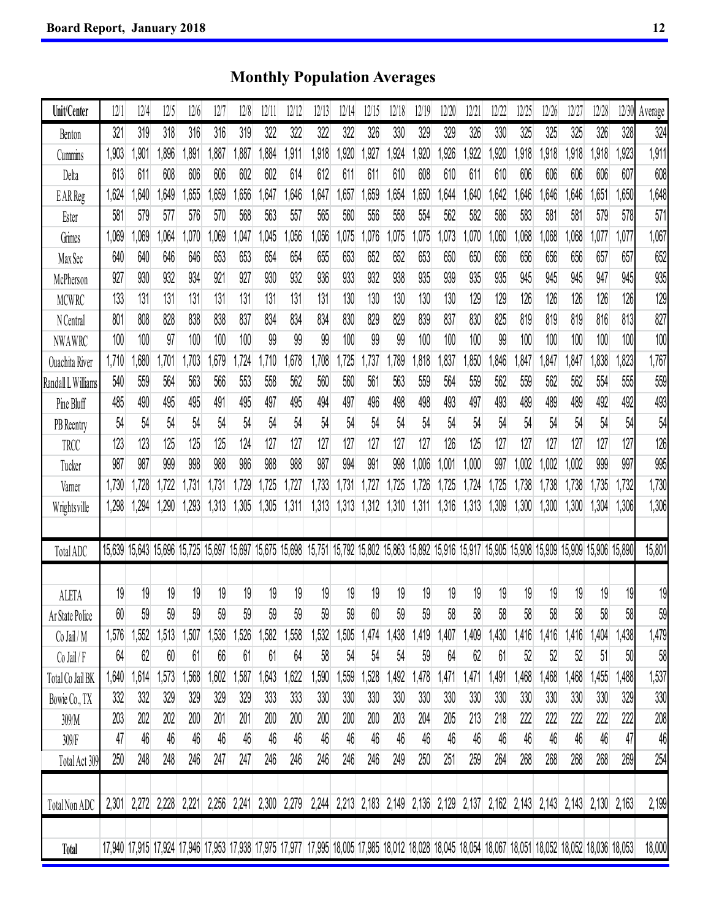# Monthly Population Averages

| Unit/Center | 12/1 | 12/4 | 12/5 | 12/6 | 12/7 | 12/8 | 12/11 | 12/12 | 12/13 | 12/14 | 12/15 | 12/18 | 12/19 | 12/20 | 12/21 | 12/22 | 12/25 | 12/26 | 12/27 | 12/28 | 12/30 | Average |
|---|---|---|---|---|---|---|---|---|---|---|---|---|---|---|---|---|---|---|---|---|---|---|
| Benton | 321 | 319 | 318 | 316 | 316 | 319 | 322 | 322 | 322 | 322 | 326 | 330 | 329 | 329 | 326 | 330 | 325 | 325 | 325 | 326 | 328 | 324 |
| Cummins | 1,903 | 1,901 | 1,896 | 1,891 | 1,887 | 1,887 | 1,884 | 1,911 | 1,918 | 1,920 | 1,927 | 1,924 | 1,920 | 1,926 | 1,922 | 1,920 | 1,918 | 1,918 | 1,918 | 1,918 | 1,923 | 1,911 |
| Delta | 613 | 611 | 608 | 606 | 606 | 602 | 602 | 614 | 612 | 611 | 611 | 610 | 608 | 610 | 611 | 610 | 606 | 606 | 606 | 606 | 607 | 608 |
| E AR Reg | 1,624 | 1,640 | 1,649 | 1,655 | 1,659 | 1,656 | 1,647 | 1,646 | 1,647 | 1,657 | 1,659 | 1,654 | 1,650 | 1,644 | 1,640 | 1,642 | 1,646 | 1,646 | 1,646 | 1,651 | 1,650 | 1,648 |
| Ester | 581 | 579 | 577 | 576 | 570 | 568 | 563 | 557 | 565 | 560 | 556 | 558 | 554 | 562 | 582 | 586 | 583 | 581 | 581 | 579 | 578 | 571 |
| Grimes | 1,069 | 1,069 | 1,064 | 1,070 | 1,069 | 1,047 | 1,045 | 1,056 | 1,056 | 1,075 | 1,076 | 1,075 | 1,075 | 1,073 | 1,070 | 1,060 | 1,068 | 1,068 | 1,068 | 1,077 | 1,077 | 1,067 |
| Max Sec | 640 | 640 | 646 | 646 | 653 | 653 | 654 | 654 | 655 | 653 | 652 | 652 | 653 | 650 | 650 | 656 | 656 | 656 | 656 | 657 | 657 | 652 |
| McPherson | 927 | 930 | 932 | 934 | 921 | 927 | 930 | 932 | 936 | 933 | 932 | 938 | 935 | 939 | 935 | 935 | 945 | 945 | 945 | 947 | 945 | 935 |
| MCWRC | 133 | 131 | 131 | 131 | 131 | 131 | 131 | 131 | 131 | 130 | 130 | 130 | 130 | 130 | 129 | 129 | 126 | 126 | 126 | 126 | 126 | 129 |
| N Central | 801 | 808 | 828 | 838 | 838 | 837 | 834 | 834 | 834 | 830 | 829 | 829 | 839 | 837 | 830 | 825 | 819 | 819 | 819 | 816 | 813 | 827 |
| NWAWRC | 100 | 100 | 97 | 100 | 100 | 100 | 99 | 99 | 99 | 100 | 99 | 99 | 100 | 100 | 100 | 99 | 100 | 100 | 100 | 100 | 100 | 100 |
| Ouachita River | 1,710 | 1,680 | 1,701 | 1,703 | 1,679 | 1,724 | 1,710 | 1,678 | 1,708 | 1,725 | 1,737 | 1,789 | 1,818 | 1,837 | 1,850 | 1,846 | 1,847 | 1,847 | 1,847 | 1,838 | 1,823 | 1,767 |
| Randall L Williams | 540 | 559 | 564 | 563 | 566 | 553 | 558 | 562 | 560 | 560 | 561 | 563 | 559 | 564 | 559 | 562 | 559 | 562 | 562 | 554 | 555 | 559 |
| Pine Bluff | 485 | 490 | 495 | 495 | 491 | 495 | 497 | 495 | 494 | 497 | 496 | 498 | 498 | 493 | 497 | 493 | 489 | 489 | 489 | 492 | 492 | 493 |
| PB Reentry | 54 | 54 | 54 | 54 | 54 | 54 | 54 | 54 | 54 | 54 | 54 | 54 | 54 | 54 | 54 | 54 | 54 | 54 | 54 | 54 | 54 | 54 |
| TRCC | 123 | 123 | 125 | 125 | 125 | 124 | 127 | 127 | 127 | 127 | 127 | 127 | 127 | 126 | 125 | 127 | 127 | 127 | 127 | 127 | 127 | 126 |
| Tucker | 987 | 987 | 999 | 998 | 988 | 986 | 988 | 988 | 987 | 994 | 991 | 998 | 1,006 | 1,001 | 1,000 | 997 | 1,002 | 1,002 | 1,002 | 999 | 997 | 995 |
| Varner | 1,730 | 1,728 | 1,722 | 1,731 | 1,731 | 1,729 | 1,725 | 1,727 | 1,733 | 1,731 | 1,727 | 1,725 | 1,726 | 1,725 | 1,724 | 1,725 | 1,738 | 1,738 | 1,738 | 1,735 | 1,732 | 1,730 |
| Wrightsville | 1,298 | 1,294 | 1,290 | 1,293 | 1,313 | 1,305 | 1,305 | 1,311 | 1,313 | 1,313 | 1,312 | 1,310 | 1,311 | 1,316 | 1,313 | 1,309 | 1,300 | 1,300 | 1,300 | 1,304 | 1,306 | 1,306 |
| | | | | | | | | | | | | | | | | | | | | | | |
| Total ADC | 15,639 | 15,643 | 15,696 | 15,725 | 15,697 | 15,697 | 15,675 | 15,698 | 15,751 | 15,792 | 15,802 | 15,863 | 15,892 | 15,916 | 15,917 | 15,905 | 15,908 | 15,909 | 15,909 | 15,906 | 15,890 | 15,801 |
| | | | | | | | | | | | | | | | | | | | | | | |
| ALETA | 19 | 19 | 19 | 19 | 19 | 19 | 19 | 19 | 19 | 19 | 19 | 19 | 19 | 19 | 19 | 19 | 19 | 19 | 19 | 19 | 19 | 19 |
| Ar State Police | 60 | 59 | 59 | 59 | 59 | 59 | 59 | 59 | 59 | 59 | 60 | 59 | 59 | 58 | 58 | 58 | 58 | 58 | 58 | 58 | 58 | 59 |
| Co Jail / M | 1,576 | 1,552 | 1,513 | 1,507 | 1,536 | 1,526 | 1,582 | 1,558 | 1,532 | 1,505 | 1,474 | 1,438 | 1,419 | 1,407 | 1,409 | 1,430 | 1,416 | 1,416 | 1,416 | 1,404 | 1,438 | 1,479 |
| Co Jail / F | 64 | 62 | 60 | 61 | 66 | 61 | 61 | 64 | 58 | 54 | 54 | 54 | 59 | 64 | 62 | 61 | 52 | 52 | 52 | 51 | 50 | 58 |
| Total Co Jail BK | 1,640 | 1,614 | 1,573 | 1,568 | 1,602 | 1,587 | 1,643 | 1,622 | 1,590 | 1,559 | 1,528 | 1,492 | 1,478 | 1,471 | 1,471 | 1,491 | 1,468 | 1,468 | 1,468 | 1,455 | 1,488 | 1,537 |
| Bowie Co., TX | 332 | 332 | 329 | 329 | 329 | 329 | 333 | 333 | 330 | 330 | 330 | 330 | 330 | 330 | 330 | 330 | 330 | 330 | 330 | 330 | 329 | 330 |
| 309/M | 203 | 202 | 202 | 200 | 201 | 201 | 200 | 200 | 200 | 200 | 200 | 203 | 204 | 205 | 213 | 218 | 222 | 222 | 222 | 222 | 222 | 208 |
| 309/F | 47 | 46 | 46 | 46 | 46 | 46 | 46 | 46 | 46 | 46 | 46 | 46 | 46 | 46 | 46 | 46 | 46 | 46 | 46 | 46 | 47 | 46 |
| Total Act 309 | 250 | 248 | 248 | 246 | 247 | 247 | 246 | 246 | 246 | 246 | 246 | 249 | 250 | 251 | 259 | 264 | 268 | 268 | 268 | 268 | 269 | 254 |
| | | | | | | | | | | | | | | | | | | | | | | |
| Total Non ADC | 2,301 | 2,272 | 2,228 | 2,221 | 2,256 | 2,241 | 2,300 | 2,279 | 2,244 | 2,213 | 2,183 | 2,149 | 2,136 | 2,129 | 2,137 | 2,162 | 2,143 | 2,143 | 2,143 | 2,130 | 2,163 | 2,199 |
| | | | | | | | | | | | | | | | | | | | | | | |
| **Total** | 17,940 | 17,915 | 17,924 | 17,946 | 17,953 | 17,938 | 17,975 | 17,977 | 17,995 | 18,005 | 17,985 | 18,012 | 18,028 | 18,045 | 18,054 | 18,067 | 18,051 | 18,052 | 18,052 | 18,036 | 18,053 | 18,000 |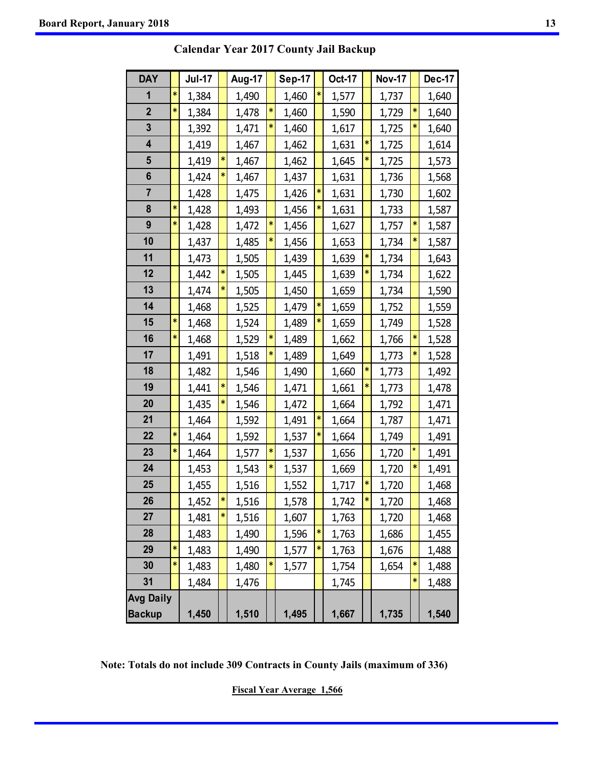## Calendar Year 2017 County Jail Backup

| DAY | | Jul-17 | | Aug-17 | | Sep-17 | | Oct-17 | | Nov-17 | | Dec-17 |
|---|---|---|---|---|---|---|---|---|---|---|---|---|
| 1 | * | 1,384 | | 1,490 | | 1,460 | * | 1,577 | | 1,737 | | 1,640 |
| 2 | * | 1,384 | | 1,478 | * | 1,460 | | 1,590 | | 1,729 | * | 1,640 |
| 3 | | 1,392 | | 1,471 | * | 1,460 | | 1,617 | | 1,725 | * | 1,640 |
| 4 | | 1,419 | | 1,467 | | 1,462 | | 1,631 | * | 1,725 | | 1,614 |
| 5 | | 1,419 | * | 1,467 | | 1,462 | | 1,645 | * | 1,725 | | 1,573 |
| 6 | | 1,424 | * | 1,467 | | 1,437 | | 1,631 | | 1,736 | | 1,568 |
| 7 | | 1,428 | | 1,475 | | 1,426 | * | 1,631 | | 1,730 | | 1,602 |
| 8 | * | 1,428 | | 1,493 | | 1,456 | * | 1,631 | | 1,733 | | 1,587 |
| 9 | * | 1,428 | | 1,472 | * | 1,456 | | 1,627 | | 1,757 | * | 1,587 |
| 10 | | 1,437 | | 1,485 | * | 1,456 | | 1,653 | | 1,734 | * | 1,587 |
| 11 | | 1,473 | | 1,505 | | 1,439 | | 1,639 | * | 1,734 | | 1,643 |
| 12 | | 1,442 | * | 1,505 | | 1,445 | | 1,639 | * | 1,734 | | 1,622 |
| 13 | | 1,474 | * | 1,505 | | 1,450 | | 1,659 | | 1,734 | | 1,590 |
| 14 | | 1,468 | | 1,525 | | 1,479 | * | 1,659 | | 1,752 | | 1,559 |
| 15 | * | 1,468 | | 1,524 | | 1,489 | * | 1,659 | | 1,749 | | 1,528 |
| 16 | * | 1,468 | | 1,529 | * | 1,489 | | 1,662 | | 1,766 | * | 1,528 |
| 17 | | 1,491 | | 1,518 | * | 1,489 | | 1,649 | | 1,773 | * | 1,528 |
| 18 | | 1,482 | | 1,546 | | 1,490 | | 1,660 | * | 1,773 | | 1,492 |
| 19 | | 1,441 | * | 1,546 | | 1,471 | | 1,661 | * | 1,773 | | 1,478 |
| 20 | | 1,435 | * | 1,546 | | 1,472 | | 1,664 | | 1,792 | | 1,471 |
| 21 | | 1,464 | | 1,592 | | 1,491 | * | 1,664 | | 1,787 | | 1,471 |
| 22 | * | 1,464 | | 1,592 | | 1,537 | * | 1,664 | | 1,749 | | 1,491 |
| 23 | * | 1,464 | | 1,577 | * | 1,537 | | 1,656 | | 1,720 | * | 1,491 |
| 24 | | 1,453 | | 1,543 | * | 1,537 | | 1,669 | | 1,720 | * | 1,491 |
| 25 | | 1,455 | | 1,516 | | 1,552 | | 1,717 | * | 1,720 | | 1,468 |
| 26 | | 1,452 | * | 1,516 | | 1,578 | | 1,742 | * | 1,720 | | 1,468 |
| 27 | | 1,481 | * | 1,516 | | 1,607 | | 1,763 | | 1,720 | | 1,468 |
| 28 | | 1,483 | | 1,490 | | 1,596 | * | 1,763 | | 1,686 | | 1,455 |
| 29 | * | 1,483 | | 1,490 | | 1,577 | * | 1,763 | | 1,676 | | 1,488 |
| 30 | * | 1,483 | | 1,480 | * | 1,577 | | 1,754 | | 1,654 | * | 1,488 |
| 31 | | 1,484 | | 1,476 | | | | 1,745 | | | * | 1,488 |
| **Avg Daily Backup** | | **1,450** | | **1,510** | | **1,495** | | **1,667** | | **1,735** | | **1,540** |

**Note: Totals do not include 309 Contracts in County Jails (maximum of 336)**

**Fiscal Year Average 1,566**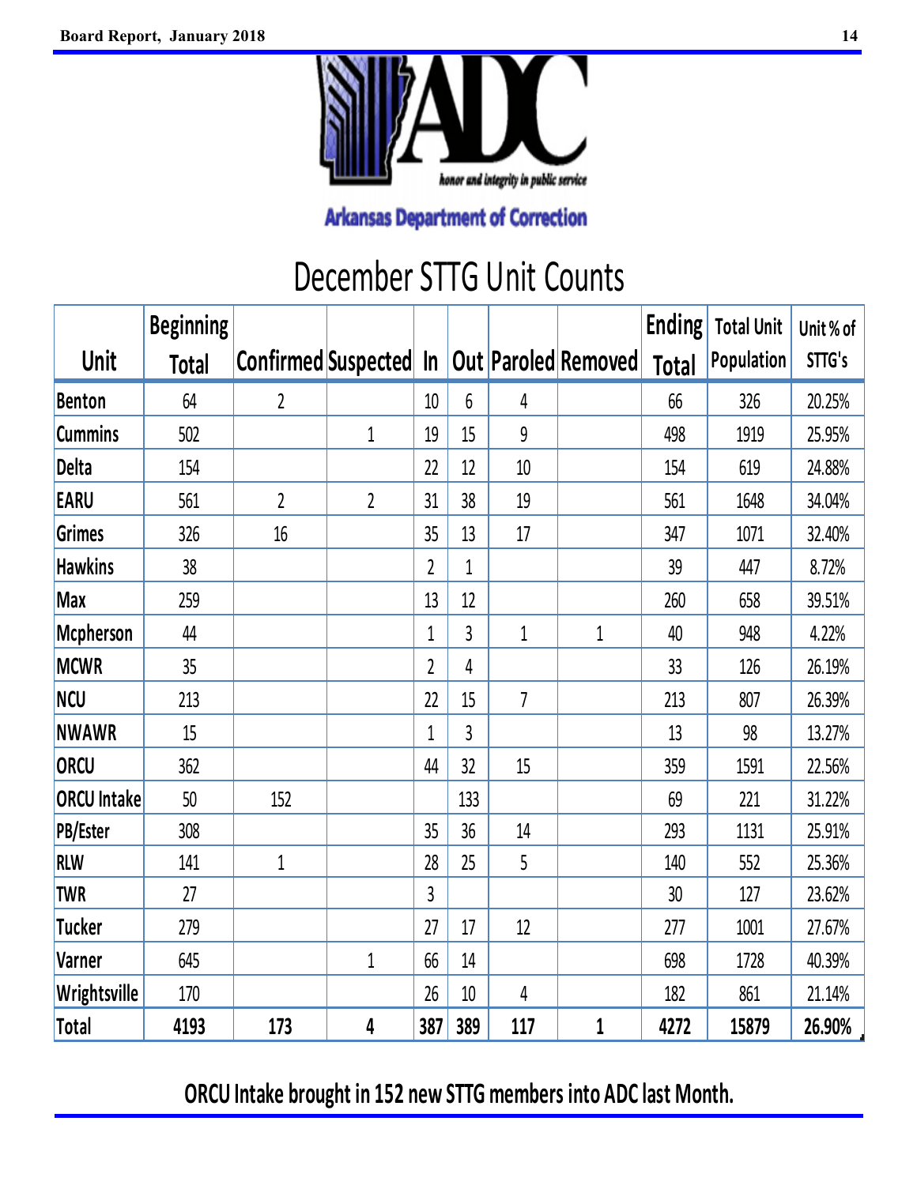Arkansas Department of Correction

honor and integrity in public service

# December STTG Unit Counts

| Unit | Beginning Total | Confirmed | Suspected | In | Out | Paroled | Removed | Ending Total | Total Unit Population | Unit % of STTG's |
|---|---|---|---|---|---|---|---|---|---|---|
| Benton | 64 | 2 | | 10 | 6 | 4 | | 66 | 326 | 20.25% |
| Cummins | 502 | | 1 | 19 | 15 | 9 | | 498 | 1919 | 25.95% |
| Delta | 154 | | | 22 | 12 | 10 | | 154 | 619 | 24.88% |
| EARU | 561 | 2 | 2 | 31 | 38 | 19 | | 561 | 1648 | 34.04% |
| Grimes | 326 | 16 | | 35 | 13 | 17 | | 347 | 1071 | 32.40% |
| Hawkins | 38 | | | 2 | 1 | | | 39 | 447 | 8.72% |
| Max | 259 | | | 13 | 12 | | | 260 | 658 | 39.51% |
| Mcpherson | 44 | | | 1 | 3 | 1 | 1 | 40 | 948 | 4.22% |
| MCWR | 35 | | | 2 | 4 | | | 33 | 126 | 26.19% |
| NCU | 213 | | | 22 | 15 | 7 | | 213 | 807 | 26.39% |
| NWAWR | 15 | | | 1 | 3 | | | 13 | 98 | 13.27% |
| ORCU | 362 | | | 44 | 32 | 15 | | 359 | 1591 | 22.56% |
| ORCU Intake | 50 | 152 | | | 133 | | | 69 | 221 | 31.22% |
| PB/Ester | 308 | | | 35 | 36 | 14 | | 293 | 1131 | 25.91% |
| RLW | 141 | 1 | | 28 | 25 | 5 | | 140 | 552 | 25.36% |
| TWR | 27 | | | 3 | | | | 30 | 127 | 23.62% |
| Tucker | 279 | | | 27 | 17 | 12 | | 277 | 1001 | 27.67% |
| Varner | 645 | | 1 | 66 | 14 | | | 698 | 1728 | 40.39% |
| Wrightsville | 170 | | | 26 | 10 | 4 | | 182 | 861 | 21.14% |
| **Total** | **4193** | **173** | **4** | **387** | **389** | **117** | **1** | **4272** | **15879** | **26.90%** |

**ORCU Intake brought in 152 new STTG members into ADC last Month.**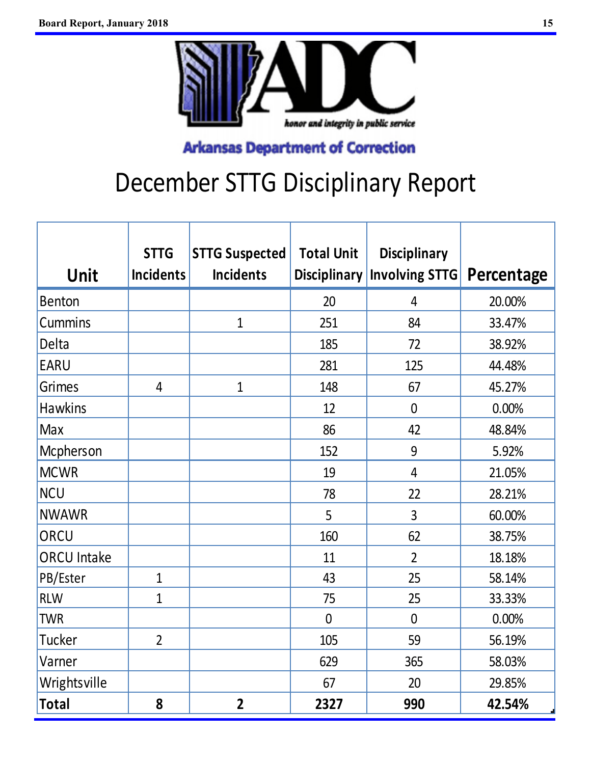Arkansas Department of Correction

# December STTG Disciplinary Report

| Unit | STTG Incidents | STTG Suspected Incidents | Total Unit Disciplinary | Disciplinary Involving STTG | Percentage |
|---|---|---|---|---|---|
| Benton | | | 20 | 4 | 20.00% |
| Cummins | | 1 | 251 | 84 | 33.47% |
| Delta | | | 185 | 72 | 38.92% |
| EARU | | | 281 | 125 | 44.48% |
| Grimes | 4 | 1 | 148 | 67 | 45.27% |
| Hawkins | | | 12 | 0 | 0.00% |
| Max | | | 86 | 42 | 48.84% |
| Mcpherson | | | 152 | 9 | 5.92% |
| MCWR | | | 19 | 4 | 21.05% |
| NCU | | | 78 | 22 | 28.21% |
| NWAWR | | | 5 | 3 | 60.00% |
| ORCU | | | 160 | 62 | 38.75% |
| ORCU Intake | | | 11 | 2 | 18.18% |
| PB/Ester | 1 | | 43 | 25 | 58.14% |
| RLW | 1 | | 75 | 25 | 33.33% |
| TWR | | | 0 | 0 | 0.00% |
| Tucker | 2 | | 105 | 59 | 56.19% |
| Varner | | | 629 | 365 | 58.03% |
| Wrightsville | | | 67 | 20 | 29.85% |
| **Total** | **8** | **2** | **2327** | **990** | **42.54%** |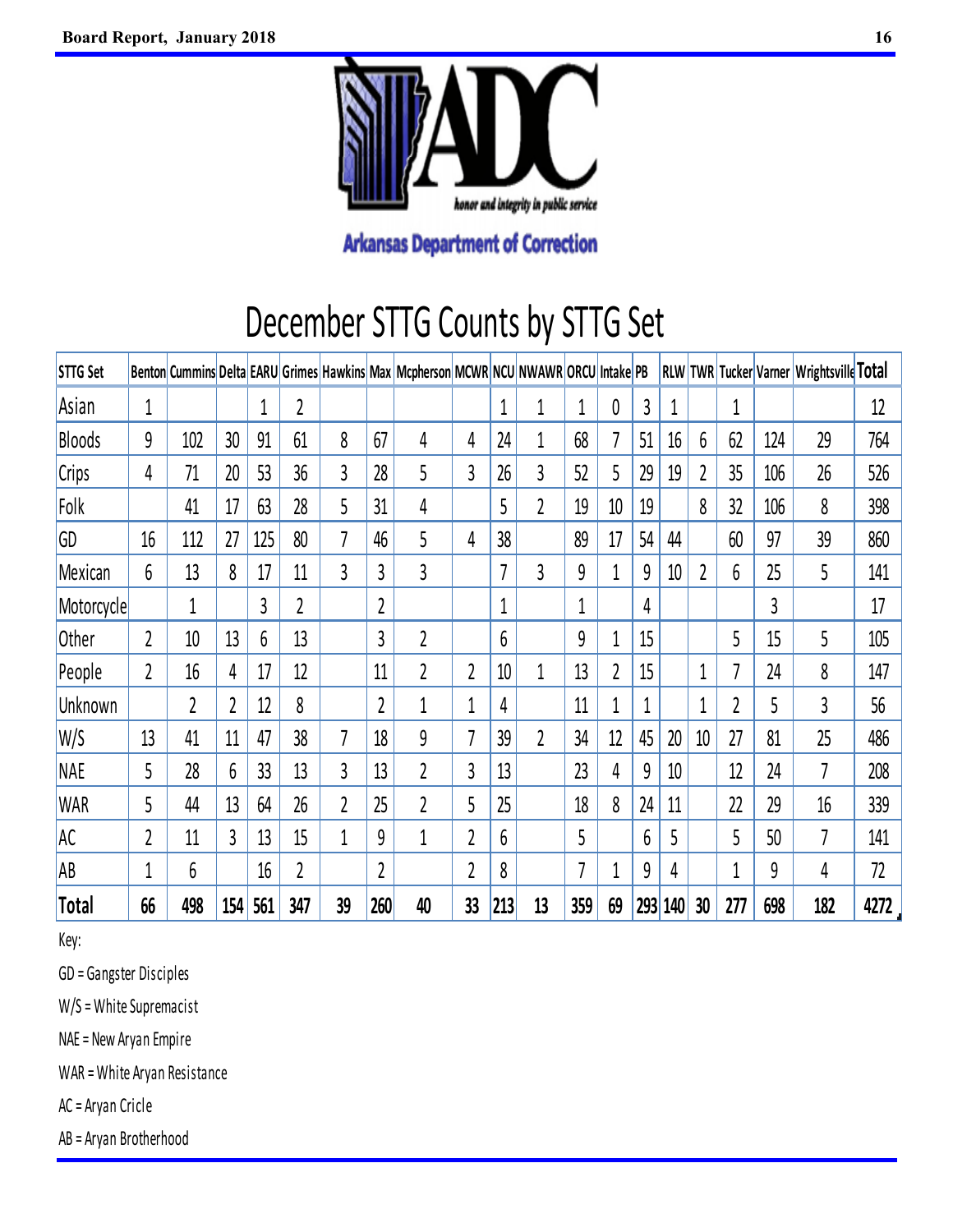# December STTG Counts by STTG Set

| STTG Set | Benton | Cummins | Delta | EARU | Grimes | Hawkins | Max | Mcpherson | MCWR | NCU | NWAWR | ORCU | Intake | PB | RLW | TWR | Tucker | Varner | Wrightsville | Total |
|---|---|---|---|---|---|---|---|---|---|---|---|---|---|---|---|---|---|---|---|---|
| Asian | 1 | | | 1 | 2 | | | | | 1 | 1 | 1 | 0 | 3 | 1 | | 1 | | | 12 |
| Bloods | 9 | 102 | 30 | 91 | 61 | 8 | 67 | 4 | 4 | 24 | 1 | 68 | 7 | 51 | 16 | 6 | 62 | 124 | 29 | 764 |
| Crips | 4 | 71 | 20 | 53 | 36 | 3 | 28 | 5 | 3 | 26 | 3 | 52 | 5 | 29 | 19 | 2 | 35 | 106 | 26 | 526 |
| Folk | | 41 | 17 | 63 | 28 | 5 | 31 | 4 | | 5 | 2 | 19 | 10 | 19 | | 8 | 32 | 106 | 8 | 398 |
| GD | 16 | 112 | 27 | 125 | 80 | 7 | 46 | 5 | 4 | 38 | | 89 | 17 | 54 | 44 | | 60 | 97 | 39 | 860 |
| Mexican | 6 | 13 | 8 | 17 | 11 | 3 | 3 | 3 | | 7 | 3 | 9 | 1 | 9 | 10 | 2 | 6 | 25 | 5 | 141 |
| Motorcycle | | 1 | | 3 | 2 | | 2 | | | 1 | | 1 | | 4 | | | | 3 | | 17 |
| Other | 2 | 10 | 13 | 6 | 13 | | 3 | 2 | | 6 | | 9 | 1 | 15 | | | 5 | 15 | 5 | 105 |
| People | 2 | 16 | 4 | 17 | 12 | | 11 | 2 | 2 | 10 | 1 | 13 | 2 | 15 | | 1 | 7 | 24 | 8 | 147 |
| Unknown | | 2 | 2 | 12 | 8 | | 2 | 1 | 1 | 4 | | 11 | 1 | 1 | | 1 | 2 | 5 | 3 | 56 |
| W/S | 13 | 41 | 11 | 47 | 38 | 7 | 18 | 9 | 7 | 39 | 2 | 34 | 12 | 45 | 20 | 10 | 27 | 81 | 25 | 486 |
| NAE | 5 | 28 | 6 | 33 | 13 | 3 | 13 | 2 | 3 | 13 | | 23 | 4 | 9 | 10 | | 12 | 24 | 7 | 208 |
| WAR | 5 | 44 | 13 | 64 | 26 | 2 | 25 | 2 | 5 | 25 | | 18 | 8 | 24 | 11 | | 22 | 29 | 16 | 339 |
| AC | 2 | 11 | 3 | 13 | 15 | 1 | 9 | 1 | 2 | 6 | | 5 | | 6 | 5 | | 5 | 50 | 7 | 141 |
| AB | 1 | 6 | | 16 | 2 | | 2 | | 2 | 8 | | 7 | 1 | 9 | 4 | | 1 | 9 | 4 | 72 |
| **Total** | **66** | **498** | **154** | **561** | **347** | **39** | **260** | **40** | **33** | **213** | **13** | **359** | **69** | **293** | **140** | **30** | **277** | **698** | **182** | **4272** |

Key:

GD = Gangster Disciples

W/S = White Supremacist

NAE = New Aryan Empire

WAR = White Aryan Resistance

AC = Aryan Cricle

AB = Aryan Brotherhood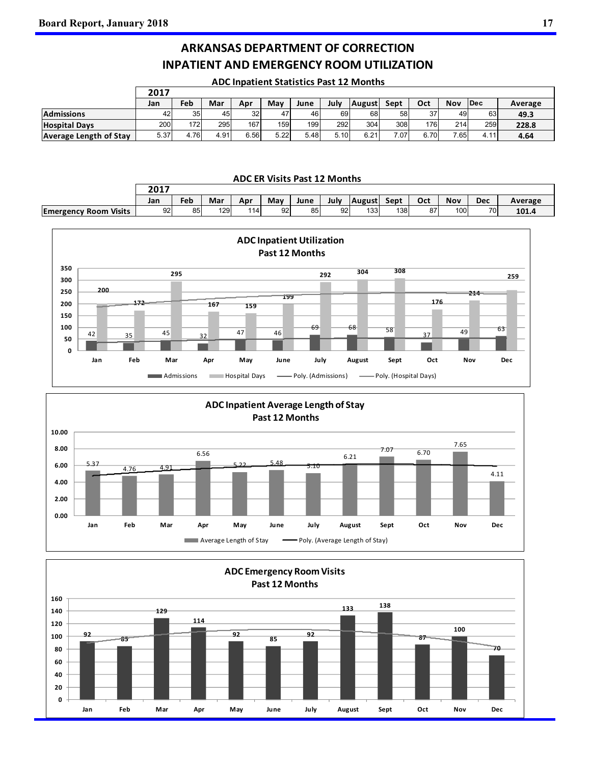# ARKANSAS DEPARTMENT OF CORRECTION
# INPATIENT AND EMERGENCY ROOM UTILIZATION

### ADC Inpatient Statistics Past 12 Months

| | 2017 | | | | | | | | | | | | |
|---|---|---|---|---|---|---|---|---|---|---|---|---|---|
| | Jan | Feb | Mar | Apr | May | June | July | August | Sept | Oct | Nov | Dec | Average |
| **Admissions** | 42 | 35 | 45 | 32 | 47 | 46 | 69 | 68 | 58 | 37 | 49 | 63 | **49.3** |
| **Hospital Days** | 200 | 172 | 295 | 167 | 159 | 199 | 292 | 304 | 308 | 176 | 214 | 259 | **228.8** |
| **Average Length of Stay** | 5.37 | 4.76 | 4.91 | 6.56 | 5.22 | 5.48 | 5.10 | 6.21 | 7.07 | 6.70 | 7.65 | 4.11 | **4.64** |

### ADC ER Visits Past 12 Months

| | 2017 | | | | | | | | | | | | |
|---|---|---|---|---|---|---|---|---|---|---|---|---|---|
| | Jan | Feb | Mar | Apr | May | June | July | August | Sept | Oct | Nov | Dec | Average |
| **Emergency Room Visits** | 92 | 85 | 129 | 114 | 92 | 85 | 92 | 133 | 138 | 87 | 100 | 70 | **101.4** |

**ADC Inpatient Utilization Past 12 Months**

| | Jan | Feb | Mar | Apr | May | June | July | August | Sept | Oct | Nov | Dec |
|---|---|---|---|---|---|---|---|---|---|---|---|---|
| Admissions | 42 | 35 | 45 | 32 | 47 | 46 | 69 | 68 | 58 | 37 | 49 | 63 |
| Hospital Days | 200 | 172 | 295 | 167 | 159 | 199 | 292 | 304 | 308 | 176 | 214 | 259 |

Admissions, Hospital Days, Poly. (Admissions), Poly. (Hospital Days)

**ADC Inpatient Average Length of Stay Past 12 Months**

| | Jan | Feb | Mar | Apr | May | June | July | August | Sept | Oct | Nov | Dec |
|---|---|---|---|---|---|---|---|---|---|---|---|---|
| Average Length of Stay | 5.37 | 4.76 | 4.91 | 6.56 | 5.22 | 5.48 | 5.10 | 6.21 | 7.07 | 6.70 | 7.65 | 4.11 |

Average Length of Stay, Poly. (Average Length of Stay)

**ADC Emergency Room Visits Past 12 Months**

| | Jan | Feb | Mar | Apr | May | June | July | August | Sept | Oct | Nov | Dec |
|---|---|---|---|---|---|---|---|---|---|---|---|---|
| Emergency Room Visits | 92 | 85 | 129 | 114 | 92 | 85 | 92 | 133 | 138 | 87 | 100 | 70 |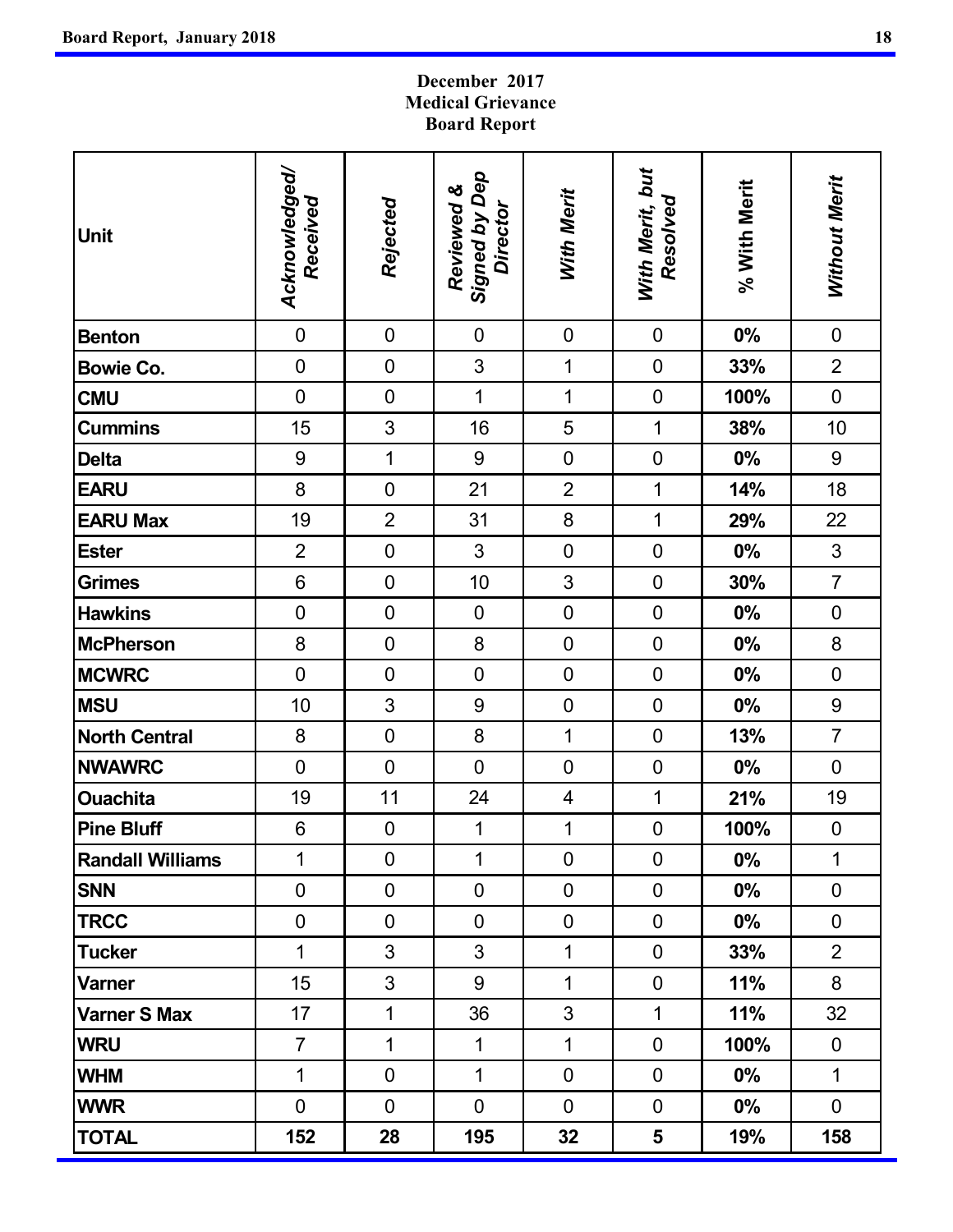**December 2017**
**Medical Grievance**
**Board Report**

| Unit | *Acknowledged/ Received* | *Rejected* | *Reviewed & Signed by Dep Director* | *With Merit* | *With Merit, but Resolved* | % With Merit | *Without Merit* |
|---|---|---|---|---|---|---|---|
| **Benton** | 0 | 0 | 0 | 0 | 0 | **0%** | 0 |
| **Bowie Co.** | 0 | 0 | 3 | 1 | 0 | **33%** | 2 |
| **CMU** | 0 | 0 | 1 | 1 | 0 | **100%** | 0 |
| **Cummins** | 15 | 3 | 16 | 5 | 1 | **38%** | 10 |
| **Delta** | 9 | 1 | 9 | 0 | 0 | **0%** | 9 |
| **EARU** | 8 | 0 | 21 | 2 | 1 | **14%** | 18 |
| **EARU Max** | 19 | 2 | 31 | 8 | 1 | **29%** | 22 |
| **Ester** | 2 | 0 | 3 | 0 | 0 | **0%** | 3 |
| **Grimes** | 6 | 0 | 10 | 3 | 0 | **30%** | 7 |
| **Hawkins** | 0 | 0 | 0 | 0 | 0 | **0%** | 0 |
| **McPherson** | 8 | 0 | 8 | 0 | 0 | **0%** | 8 |
| **MCWRC** | 0 | 0 | 0 | 0 | 0 | **0%** | 0 |
| **MSU** | 10 | 3 | 9 | 0 | 0 | **0%** | 9 |
| **North Central** | 8 | 0 | 8 | 1 | 0 | **13%** | 7 |
| **NWAWRC** | 0 | 0 | 0 | 0 | 0 | **0%** | 0 |
| **Ouachita** | 19 | 11 | 24 | 4 | 1 | **21%** | 19 |
| **Pine Bluff** | 6 | 0 | 1 | 1 | 0 | **100%** | 0 |
| **Randall Williams** | 1 | 0 | 1 | 0 | 0 | **0%** | 1 |
| **SNN** | 0 | 0 | 0 | 0 | 0 | **0%** | 0 |
| **TRCC** | 0 | 0 | 0 | 0 | 0 | **0%** | 0 |
| **Tucker** | 1 | 3 | 3 | 1 | 0 | **33%** | 2 |
| **Varner** | 15 | 3 | 9 | 1 | 0 | **11%** | 8 |
| **Varner S Max** | 17 | 1 | 36 | 3 | 1 | **11%** | 32 |
| **WRU** | 7 | 1 | 1 | 1 | 0 | **100%** | 0 |
| **WHM** | 1 | 0 | 1 | 0 | 0 | **0%** | 1 |
| **WWR** | 0 | 0 | 0 | 0 | 0 | **0%** | 0 |
| **TOTAL** | **152** | **28** | **195** | **32** | **5** | **19%** | **158** |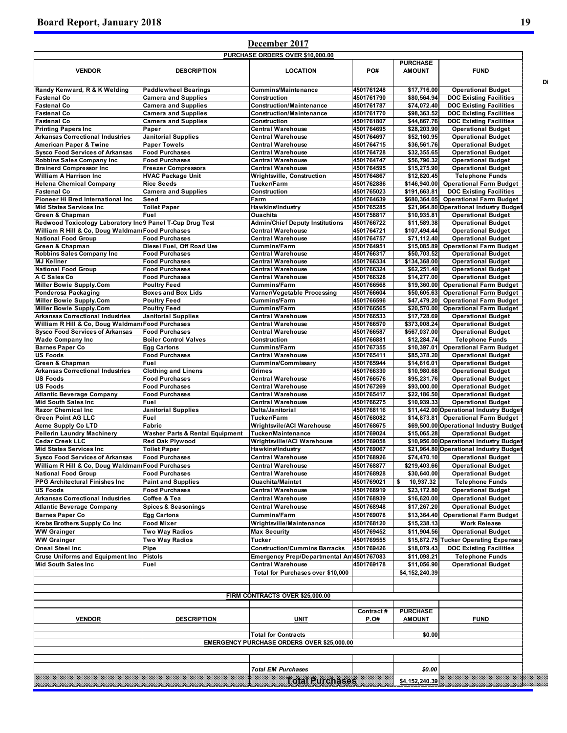## December 2017

**PURCHASE ORDERS OVER $10,000.00**

| VENDOR | DESCRIPTION | LOCATION | PO# | PURCHASE AMOUNT | FUND |
|---|---|---|---|---|---|
| Randy Kenward, R & K Welding | Paddlewheel Bearings | Cummins/Maintenance | 4501761248 | $17,716.00 | Operational Budget |
| Fastenal Co | Camera and Supplies | Construction | 4501761790 | $80,564.94 | DOC Existing Facilities |
| Fastenal Co | Camera and Supplies | Construction/Maintenance | 4501761787 | $74,072.40 | DOC Existing Facilities |
| Fastenal Co | Camera and Supplies | Construction/Maintenance | 4501761770 | $98,363.52 | DOC Existing Facilities |
| Fastenal Co | Camera and Supplies | Construction | 4501761807 | $44,867.76 | DOC Existing Facilities |
| Printing Papers Inc | Paper | Central Warehouse | 4501764695 | $28,203.90 | Operational Budget |
| Arkansas Correctional Industries | Janitorial Supplies | Central Warehouse | 4501764697 | $52,160.95 | Operational Budget |
| American Paper & Twine | Paper Towels | Central Warehouse | 4501764715 | $36,561.76 | Operational Budget |
| Sysco Food Services of Arkansas | Food Purchases | Central Warehouse | 4501764728 | $32,355.65 | Operational Budget |
| Robbins Sales Company Inc | Food Purchases | Central Warehouse | 4501764747 | $56,796.32 | Operational Budget |
| Brainerd Compressor Inc | Freezer Compressors | Central Warehouse | 4501764595 | $15,275.90 | Operational Budget |
| William A Harrison Inc | HVAC Package Unit | Wrightsville, Construction | 4501764867 | $12,820.45 | Telephone Funds |
| Helena Chemical Company | Rice Seeds | Tucker/Farm | 4501762886 | $146,940.00 | Operational Farm Budget |
| Fastenal Co | Camera and Supplies | Construction | 4501765023 | $191,663.81 | DOC Existing Facilities |
| Pioneer Hi Bred International Inc | Seed | Farm | 4501764639 | $680,364.05 | Operational Farm Budget |
| Mid States Services Inc | Toilet Paper | Hawkins/Industry | 4501765285 | $21,964.80 | Operational Industry Budget |
| Green & Chapman | Fuel | Ouachita | 4501758817 | $10,935.81 | Operational Budget |
| Redwood Toxicology Laboratory Inc | 9 Panel T-Cup Drug Test | Admin/Chief Deputy Institutions | 4501766722 | $11,589.38 | Operational Budget |
| William R Hill & Co, Doug Waldman | Food Purchases | Central Warehouse | 4501764721 | $107,494.44 | Operational Budget |
| National Food Group | Food Purchases | Central Warehouse | 4501764757 | $71,112.40 | Operational Budget |
| Green & Chapman | Diesel Fuel, Off Road Use | Cummins/Farm | 4501764951 | $15,085.89 | Operational Farm Budget |
| Robbins Sales Company Inc | Food Purchases | Central Warehouse | 4501766317 | $50,703.52 | Operational Budget |
| MJ Kellner | Food Purchases | Central Warehouse | 4501766334 | $134,368.00 | Operational Budget |
| National Food Group | Food Purchases | Central Warehouse | 4501766324 | $62,251.40 | Operational Budget |
| A C Sales Co | Food Purchases | Central Warehouse | 4501766328 | $14,277.00 | Operational Budget |
| Miller Bowie Supply.Com | Poultry Feed | Cummins/Farm | 4501766568 | $19,360.00 | Operational Farm Budget |
| Ponderosa Packaging | Boxes and Box Lids | Varner/Vegetable Processing | 4501766604 | $50,605.63 | Operational Farm Budget |
| Miller Bowie Supply.Com | Poultry Feed | Cummins/Farm | 4501766596 | $47,479.20 | Operational Farm Budget |
| Miller Bowie Supply.Com | Poultry Feed | Cummins/Farm | 4501766565 | $20,570.00 | Operational Farm Budget |
| Arkansas Correctional Industries | Janitorial Supplies | Central Warehouse | 4501766533 | $17,728.69 | Operational Budget |
| William R Hill & Co, Doug Waldman | Food Purchases | Central Warehouse | 4501766570 | $373,008.24 | Operational Budget |
| Sysco Food Services of Arkansas | Food Purchases | Central Warehouse | 4501766587 | $567,037.00 | Operational Budget |
| Wade Company Inc | Boiler Control Valves | Construction | 4501766881 | $12,284.74 | Telephone Funds |
| Barnes Paper Co | Egg Cartons | Cummins/Farm | 4501767355 | $10,397.01 | Operational Farm Budget |
| US Foods | Food Purchases | Central Warehouse | 4501765411 | $85,378.20 | Operational Budget |
| Green & Chapman | Fuel | Cummins/Commissary | 4501765944 | $14,616.01 | Operational Budget |
| Arkansas Correctional Industries | Clothing and Linens | Grimes | 4501766330 | $10,980.68 | Operational Budget |
| US Foods | Food Purchases | Central Warehouse | 4501766576 | $95,231.76 | Operational Budget |
| US Foods | Food Purchases | Central Warehouse | 4501767269 | $93,000.00 | Operational Budget |
| Atlantic Beverage Company | Food Purchases | Central Warehouse | 4501765417 | $22,186.50 | Operational Budget |
| Mid South Sales Inc | Fuel | Central Warehouse | 4501766275 | $10,939.33 | Operational Budget |
| Razor Chemical Inc | Janitorial Supplies | Delta/Janitorial | 4501768116 | $11,442.00 | Operational Industry Budget |
| Green Point AG LLC | Fuel | Tucker/Farm | 4501768082 | $14,873.81 | Operational Farm Budget |
| Acme Supply Co LTD | Fabric | Wrightsville/ACI Warehouse | 4501768675 | $69,500.00 | Operational Industry Budget |
| Pellerin Laundry Machinery | Washer Parts & Rental Equipment | Tucker/Maintenance | 4501769024 | $15,065.28 | Operational Budget |
| Cedar Creek LLC | Red Oak Plywood | Wrightsville/ACI Warehouse | 4501769058 | $10,956.00 | Operational Industry Budget |
| Mid States Services Inc | Toilet Paper | Hawkins/Industry | 4501769067 | $21,964.80 | Operational Industry Budget |
| Sysco Food Services of Arkansas | Food Purchases | Central Warehouse | 4501768926 | $74,470.10 | Operational Budget |
| William R Hill & Co, Doug Waldman | Food Purchases | Central Warehouse | 4501768877 | $219,403.66 | Operational Budget |
| National Food Group | Food Purchases | Central Warehouse | 4501768928 | $30,640.00 | Operational Budget |
| PPG Architectural Finishes Inc | Paint and Supplies | Ouachita/Maintet | 4501769021 | $ 10,937.32 | Telephone Funds |
| US Foods | Food Purchases | Central Warehouse | 4501768919 | $23,172.80 | Operational Budget |
| Arkansas Correctional Industries | Coffee & Tea | Central Warehouse | 4501768939 | $16,620.00 | Operational Budget |
| Atlantic Beverage Company | Spices & Seasonings | Central Warehouse | 4501768948 | $17,267.20 | Operational Budget |
| Barnes Paper Co | Egg Cartons | Cummins/Farm | 4501769078 | $13,364.40 | Operational Farm Budget |
| Krebs Brothers Supply Co Inc | Food Mixer | Wrightsville/Maintenance | 4501768120 | $15,238.13 | Work Release |
| WW Grainger | Two Way Radios | Max Security | 4501769452 | $11,904.56 | Operational Budget |
| WW Grainger | Two Way Radios | Tucker | 4501769555 | $15,872.75 | Tucker Operating Expenses |
| Oneal Steel Inc | Pipe | Construction/Cummins Barracks | 4501769426 | $18,079.43 | DOC Existing Facilities |
| Cruse Uniforms and Equipment Inc | Pistols | Emergency Prep/Departmental Arr | 4501767083 | $11,098.21 | Telephone Funds |
| Mid South Sales Inc | Fuel | Central Warehouse | 4501769178 | $11,056.90 | Operational Budget |
| | | Total for Purchases over $10,000 | | $4,152,240.39 | |

**FIRM CONTRACTS OVER $25,000.00**

| VENDOR | DESCRIPTION | UNIT | Contract # P.O# | PURCHASE AMOUNT | FUND |
|---|---|---|---|---|---|
| | | Total for Contracts | | $0.00 | |

**EMERGENCY PURCHASE ORDERS OVER $25,000.00**

| | | | | | |
|---|---|---|---|---|---|
| | | *Total EM Purchases* | | *$0.00* | |
| | | **Total Purchases** | | $4,152,240.39 | |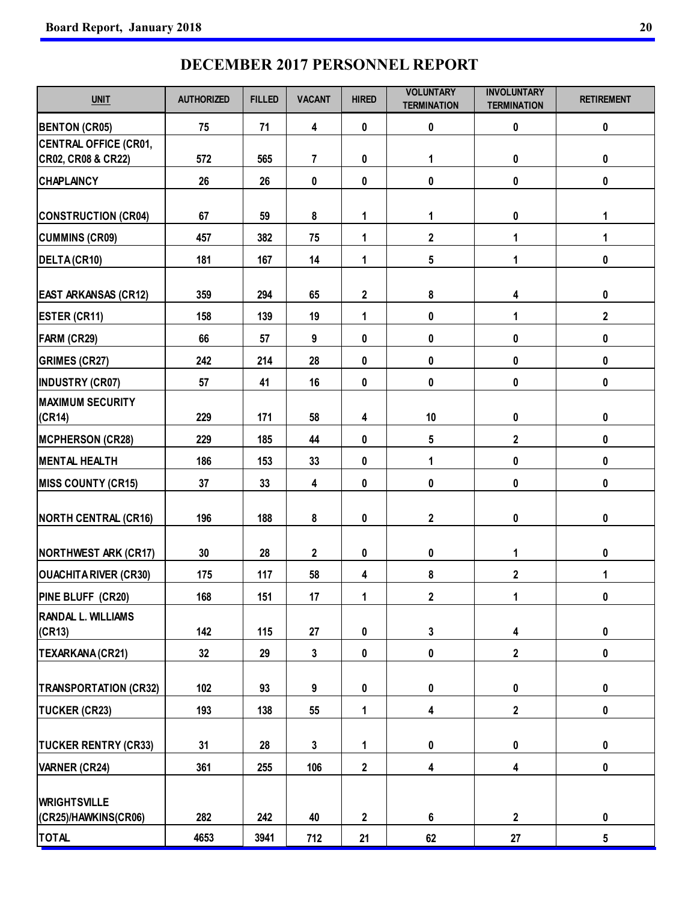# DECEMBER 2017 PERSONNEL REPORT

| UNIT | AUTHORIZED | FILLED | VACANT | HIRED | VOLUNTARY TERMINATION | INVOLUNTARY TERMINATION | RETIREMENT |
|---|---|---|---|---|---|---|---|
| BENTON (CR05) | 75 | 71 | 4 | 0 | 0 | 0 | 0 |
| CENTRAL OFFICE (CR01, CR02, CR08 & CR22) | 572 | 565 | 7 | 0 | 1 | 0 | 0 |
| CHAPLAINCY | 26 | 26 | 0 | 0 | 0 | 0 | 0 |
| CONSTRUCTION (CR04) | 67 | 59 | 8 | 1 | 1 | 0 | 1 |
| CUMMINS (CR09) | 457 | 382 | 75 | 1 | 2 | 1 | 1 |
| DELTA (CR10) | 181 | 167 | 14 | 1 | 5 | 1 | 0 |
| EAST ARKANSAS (CR12) | 359 | 294 | 65 | 2 | 8 | 4 | 0 |
| ESTER (CR11) | 158 | 139 | 19 | 1 | 0 | 1 | 2 |
| FARM (CR29) | 66 | 57 | 9 | 0 | 0 | 0 | 0 |
| GRIMES (CR27) | 242 | 214 | 28 | 0 | 0 | 0 | 0 |
| INDUSTRY (CR07) | 57 | 41 | 16 | 0 | 0 | 0 | 0 |
| MAXIMUM SECURITY (CR14) | 229 | 171 | 58 | 4 | 10 | 0 | 0 |
| MCPHERSON (CR28) | 229 | 185 | 44 | 0 | 5 | 2 | 0 |
| MENTAL HEALTH | 186 | 153 | 33 | 0 | 1 | 0 | 0 |
| MISS COUNTY (CR15) | 37 | 33 | 4 | 0 | 0 | 0 | 0 |
| NORTH CENTRAL (CR16) | 196 | 188 | 8 | 0 | 2 | 0 | 0 |
| NORTHWEST ARK (CR17) | 30 | 28 | 2 | 0 | 0 | 1 | 0 |
| OUACHITA RIVER (CR30) | 175 | 117 | 58 | 4 | 8 | 2 | 1 |
| PINE BLUFF (CR20) | 168 | 151 | 17 | 1 | 2 | 1 | 0 |
| RANDAL L. WILLIAMS (CR13) | 142 | 115 | 27 | 0 | 3 | 4 | 0 |
| TEXARKANA (CR21) | 32 | 29 | 3 | 0 | 0 | 2 | 0 |
| TRANSPORTATION (CR32) | 102 | 93 | 9 | 0 | 0 | 0 | 0 |
| TUCKER (CR23) | 193 | 138 | 55 | 1 | 4 | 2 | 0 |
| TUCKER RENTRY (CR33) | 31 | 28 | 3 | 1 | 0 | 0 | 0 |
| VARNER (CR24) | 361 | 255 | 106 | 2 | 4 | 4 | 0 |
| WRIGHTSVILLE (CR25)/HAWKINS(CR06) | 282 | 242 | 40 | 2 | 6 | 2 | 0 |
| TOTAL | 4653 | 3941 | 712 | 21 | 62 | 27 | 5 |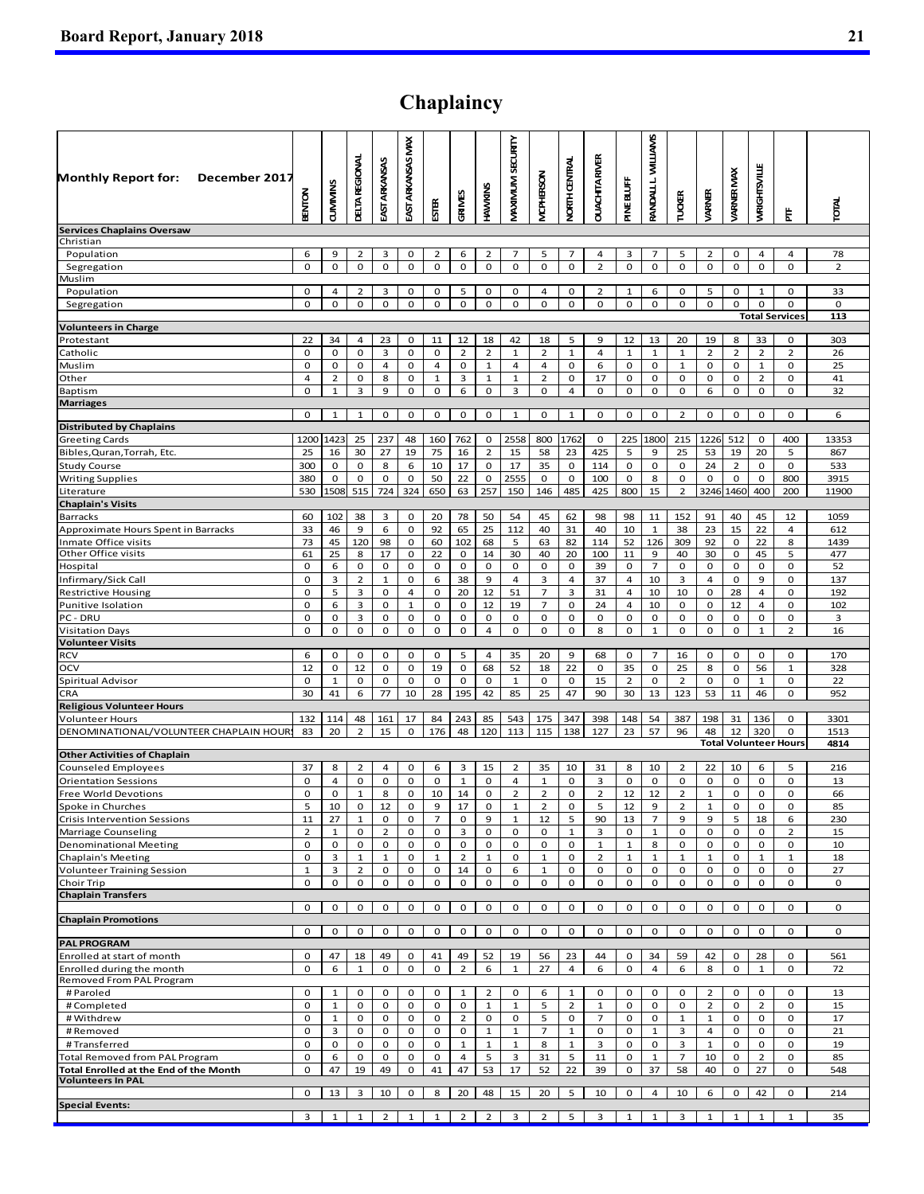# Chaplaincy

| Monthly Report for: December 2017 | BENTON | CUMMINS | DELTA REGIONAL | EAST ARKANSAS | EAST ARKANSAS MAX | ESTER | GRIMES | HAWKINS | MAXIMUM SECURITY | MCPHERSON | NORTH CENTRAL | OUACHITA RIVER | PINE BLUFF | RANDALL L. WILLIAMS | TUCKER | VARNER | VARNER MAX | WRIGHTSVILLE | PTF | TOTAL |
|---|---|---|---|---|---|---|---|---|---|---|---|---|---|---|---|---|---|---|---|---|
| **Services Chaplains Oversaw** | | | | | | | | | | | | | | | | | | | | |
| Christian | | | | | | | | | | | | | | | | | | | | |
| Population | 6 | 9 | 2 | 3 | 0 | 2 | 6 | 2 | 7 | 5 | 7 | 4 | 3 | 7 | 5 | 2 | 0 | 4 | 4 | 78 |
| Segregation | 0 | 0 | 0 | 0 | 0 | 0 | 0 | 0 | 0 | 0 | 0 | 2 | 0 | 0 | 0 | 0 | 0 | 0 | 0 | 2 |
| Muslim | | | | | | | | | | | | | | | | | | | | |
| Population | 0 | 4 | 2 | 3 | 0 | 5 | 0 | 0 | 0 | 4 | 0 | 2 | 1 | 6 | 0 | 5 | 0 | 1 | 0 | 33 |
| Segregation | 0 | 0 | 0 | 0 | 0 | 0 | 0 | 0 | 0 | 0 | 0 | 0 | 0 | 0 | 0 | 0 | 0 | 0 | 0 | 0 |
| | | | | | | | | | | | | | | | | | | **Total Services** | | 113 |
| **Volunteers in Charge** | | | | | | | | | | | | | | | | | | | | |
| Protestant | 22 | 34 | 4 | 23 | 0 | 11 | 12 | 18 | 42 | 18 | 5 | 9 | 12 | 13 | 20 | 19 | 8 | 33 | 0 | 303 |
| Catholic | 0 | 0 | 0 | 3 | 0 | 0 | 2 | 2 | 1 | 2 | 1 | 4 | 1 | 1 | 1 | 2 | 2 | 2 | 2 | 26 |
| Muslim | 0 | 0 | 0 | 4 | 0 | 4 | 0 | 1 | 4 | 4 | 0 | 6 | 0 | 0 | 1 | 0 | 0 | 1 | 0 | 25 |
| Other | 4 | 2 | 0 | 8 | 0 | 1 | 3 | 1 | 1 | 2 | 0 | 17 | 0 | 0 | 0 | 0 | 0 | 2 | 0 | 41 |
| Baptism | 0 | 1 | 3 | 9 | 0 | 0 | 6 | 0 | 3 | 0 | 4 | 0 | 0 | 0 | 0 | 6 | 0 | 0 | 0 | 32 |
| **Marriages** | | | | | | | | | | | | | | | | | | | | |
| | 0 | 1 | 1 | 0 | 0 | 0 | 0 | 0 | 1 | 0 | 1 | 0 | 0 | 0 | 2 | 0 | 0 | 0 | 0 | 6 |
| **Distributed by Chaplains** | | | | | | | | | | | | | | | | | | | | |
| Greeting Cards | 1200 | 1423 | 25 | 237 | 48 | 160 | 762 | 0 | 2558 | 800 | 1762 | 0 | 225 | 1800 | 215 | 1226 | 512 | 0 | 400 | 13353 |
| Bibles,Quran,Torrah, Etc. | 25 | 16 | 30 | 27 | 19 | 75 | 16 | 2 | 15 | 58 | 23 | 425 | 5 | 9 | 25 | 53 | 19 | 20 | 5 | 867 |
| Study Course | 300 | 0 | 0 | 8 | 6 | 10 | 17 | 0 | 17 | 35 | 0 | 114 | 0 | 0 | 0 | 24 | 2 | 0 | 0 | 533 |
| Writing Supplies | 380 | 0 | 0 | 0 | 0 | 50 | 22 | 0 | 2555 | 0 | 0 | 100 | 0 | 8 | 0 | 0 | 0 | 0 | 800 | 3915 |
| Literature | 530 | 1508 | 515 | 724 | 324 | 650 | 63 | 257 | 150 | 146 | 485 | 425 | 800 | 15 | 2 | 3246 | 1460 | 400 | 200 | 11900 |
| **Chaplain's Visits** | | | | | | | | | | | | | | | | | | | | |
| Barracks | 60 | 102 | 38 | 3 | 0 | 20 | 78 | 50 | 54 | 45 | 62 | 98 | 98 | 11 | 152 | 91 | 40 | 45 | 12 | 1059 |
| Approximate Hours Spent in Barracks | 33 | 46 | 9 | 6 | 0 | 92 | 65 | 25 | 112 | 40 | 31 | 40 | 10 | 1 | 38 | 23 | 15 | 22 | 4 | 612 |
| Inmate Office visits | 73 | 45 | 120 | 98 | 0 | 60 | 102 | 68 | 5 | 63 | 82 | 114 | 52 | 126 | 309 | 92 | 0 | 22 | 8 | 1439 |
| Other Office visits | 61 | 25 | 8 | 17 | 0 | 22 | 0 | 14 | 30 | 40 | 20 | 100 | 11 | 9 | 40 | 30 | 0 | 45 | 5 | 477 |
| Hospital | 0 | 6 | 0 | 0 | 0 | 0 | 0 | 0 | 0 | 0 | 0 | 39 | 0 | 7 | 0 | 0 | 0 | 0 | 0 | 52 |
| Infirmary/Sick Call | 0 | 3 | 2 | 1 | 0 | 6 | 38 | 9 | 4 | 3 | 4 | 37 | 4 | 10 | 3 | 4 | 0 | 9 | 0 | 137 |
| Restrictive Housing | 0 | 5 | 3 | 0 | 4 | 0 | 20 | 12 | 51 | 7 | 3 | 31 | 4 | 10 | 10 | 0 | 28 | 4 | 0 | 192 |
| Punitive Isolation | 0 | 6 | 3 | 0 | 1 | 0 | 0 | 12 | 19 | 7 | 0 | 24 | 4 | 10 | 0 | 0 | 12 | 4 | 0 | 102 |
| PC - DRU | 0 | 0 | 3 | 0 | 0 | 0 | 0 | 0 | 0 | 0 | 0 | 0 | 0 | 0 | 0 | 0 | 0 | 0 | 0 | 3 |
| Visitation Days | 0 | 0 | 0 | 0 | 0 | 0 | 0 | 4 | 0 | 0 | 0 | 8 | 0 | 1 | 0 | 0 | 0 | 1 | 2 | 16 |
| **Volunteer Visits** | | | | | | | | | | | | | | | | | | | | |
| RCV | 6 | 0 | 0 | 0 | 0 | 0 | 5 | 4 | 35 | 20 | 9 | 68 | 0 | 7 | 16 | 0 | 0 | 0 | 0 | 170 |
| OCV | 12 | 0 | 12 | 0 | 0 | 19 | 0 | 68 | 52 | 18 | 22 | 0 | 35 | 0 | 25 | 8 | 0 | 56 | 1 | 328 |
| Spiritual Advisor | 0 | 1 | 0 | 0 | 0 | 0 | 0 | 0 | 1 | 0 | 0 | 15 | 2 | 0 | 2 | 0 | 0 | 1 | 0 | 22 |
| CRA | 30 | 41 | 6 | 77 | 10 | 28 | 195 | 42 | 85 | 25 | 47 | 90 | 30 | 13 | 123 | 53 | 11 | 46 | 0 | 952 |
| **Religious Volunteer Hours** | | | | | | | | | | | | | | | | | | | | |
| Volunteer Hours | 132 | 114 | 48 | 161 | 17 | 84 | 243 | 85 | 543 | 175 | 347 | 398 | 148 | 54 | 387 | 198 | 31 | 136 | 0 | 3301 |
| DENOMINATIONAL/VOLUNTEER CHAPLAIN HOURS | 83 | 20 | 2 | 15 | 0 | 176 | 48 | 120 | 113 | 115 | 138 | 127 | 23 | 57 | 96 | 48 | 12 | 320 | 0 | 1513 |
| | | | | | | | | | | | | | | | | | | **Total Volunteer Hours** | | 4814 |
| **Other Activities of Chaplain** | | | | | | | | | | | | | | | | | | | | |
| Counseled Employees | 37 | 8 | 2 | 4 | 0 | 6 | 3 | 15 | 2 | 35 | 10 | 31 | 8 | 10 | 2 | 22 | 10 | 6 | 5 | 216 |
| Orientation Sessions | 0 | 4 | 0 | 0 | 0 | 0 | 1 | 0 | 4 | 1 | 0 | 3 | 0 | 0 | 0 | 0 | 0 | 0 | 0 | 13 |
| Free World Devotions | 0 | 0 | 1 | 8 | 0 | 10 | 14 | 0 | 2 | 2 | 0 | 2 | 12 | 12 | 2 | 1 | 0 | 0 | 0 | 66 |
| Spoke in Churches | 5 | 10 | 0 | 12 | 0 | 9 | 17 | 0 | 1 | 2 | 0 | 5 | 12 | 9 | 2 | 1 | 0 | 0 | 0 | 85 |
| Crisis Intervention Sessions | 11 | 27 | 1 | 0 | 0 | 7 | 0 | 9 | 1 | 12 | 5 | 90 | 13 | 7 | 9 | 9 | 5 | 18 | 6 | 230 |
| Marriage Counseling | 2 | 1 | 0 | 2 | 0 | 0 | 3 | 0 | 0 | 0 | 1 | 3 | 0 | 1 | 0 | 0 | 0 | 0 | 2 | 15 |
| Denominational Meeting | 0 | 0 | 0 | 0 | 0 | 0 | 0 | 0 | 0 | 0 | 0 | 1 | 1 | 8 | 0 | 0 | 0 | 0 | 0 | 10 |
| Chaplain's Meeting | 0 | 3 | 1 | 1 | 0 | 1 | 2 | 1 | 0 | 1 | 0 | 2 | 1 | 1 | 1 | 1 | 0 | 1 | 1 | 18 |
| Volunteer Training Session | 1 | 3 | 2 | 0 | 0 | 0 | 14 | 0 | 6 | 1 | 0 | 0 | 0 | 0 | 0 | 0 | 0 | 0 | 0 | 27 |
| Choir Trip | 0 | 0 | 0 | 0 | 0 | 0 | 0 | 0 | 0 | 0 | 0 | 0 | 0 | 0 | 0 | 0 | 0 | 0 | 0 | 0 |
| **Chaplain Transfers** | | | | | | | | | | | | | | | | | | | | |
| | 0 | 0 | 0 | 0 | 0 | 0 | 0 | 0 | 0 | 0 | 0 | 0 | 0 | 0 | 0 | 0 | 0 | 0 | 0 | 0 |
| **Chaplain Promotions** | | | | | | | | | | | | | | | | | | | | |
| | 0 | 0 | 0 | 0 | 0 | 0 | 0 | 0 | 0 | 0 | 0 | 0 | 0 | 0 | 0 | 0 | 0 | 0 | 0 | 0 |
| **PAL PROGRAM** | | | | | | | | | | | | | | | | | | | | |
| Enrolled at start of month | 0 | 47 | 18 | 49 | 0 | 41 | 49 | 52 | 19 | 56 | 23 | 44 | 0 | 34 | 59 | 42 | 0 | 28 | 0 | 561 |
| Enrolled during the month | 0 | 6 | 1 | 0 | 0 | 0 | 2 | 6 | 1 | 27 | 4 | 6 | 0 | 4 | 6 | 8 | 0 | 1 | 0 | 72 |
| Removed From PAL Program | | | | | | | | | | | | | | | | | | | | |
| # Paroled | 0 | 1 | 0 | 0 | 0 | 0 | 1 | 2 | 0 | 6 | 1 | 0 | 0 | 0 | 0 | 2 | 0 | 0 | 0 | 13 |
| # Completed | 0 | 1 | 0 | 0 | 0 | 0 | 0 | 1 | 1 | 5 | 2 | 1 | 0 | 0 | 0 | 2 | 0 | 2 | 0 | 15 |
| # Withdrew | 0 | 1 | 0 | 0 | 0 | 0 | 2 | 0 | 0 | 5 | 0 | 7 | 0 | 0 | 1 | 1 | 0 | 0 | 0 | 17 |
| # Removed | 0 | 3 | 0 | 0 | 0 | 0 | 0 | 1 | 1 | 7 | 1 | 0 | 0 | 1 | 3 | 4 | 0 | 0 | 0 | 21 |
| # Transferred | 0 | 0 | 0 | 0 | 0 | 0 | 1 | 1 | 1 | 8 | 1 | 3 | 0 | 0 | 3 | 1 | 0 | 0 | 0 | 19 |
| Total Removed from PAL Program | 0 | 6 | 0 | 0 | 0 | 0 | 4 | 5 | 3 | 31 | 5 | 11 | 0 | 1 | 7 | 10 | 0 | 2 | 0 | 85 |
| **Total Enrolled at the End of the Month** | 0 | 47 | 19 | 49 | 0 | 41 | 47 | 53 | 17 | 52 | 22 | 39 | 0 | 37 | 58 | 40 | 0 | 27 | 0 | 548 |
| **Volunteers In PAL** | | | | | | | | | | | | | | | | | | | | |
| | 0 | 13 | 3 | 10 | 0 | 8 | 20 | 48 | 15 | 20 | 5 | 10 | 0 | 4 | 10 | 6 | 0 | 42 | 0 | 214 |
| **Special Events:** | | | | | | | | | | | | | | | | | | | | |
| | 3 | 1 | 1 | 2 | 1 | 1 | 2 | 2 | 3 | 2 | 5 | 3 | 1 | 1 | 3 | 1 | 1 | 1 | 1 | 35 |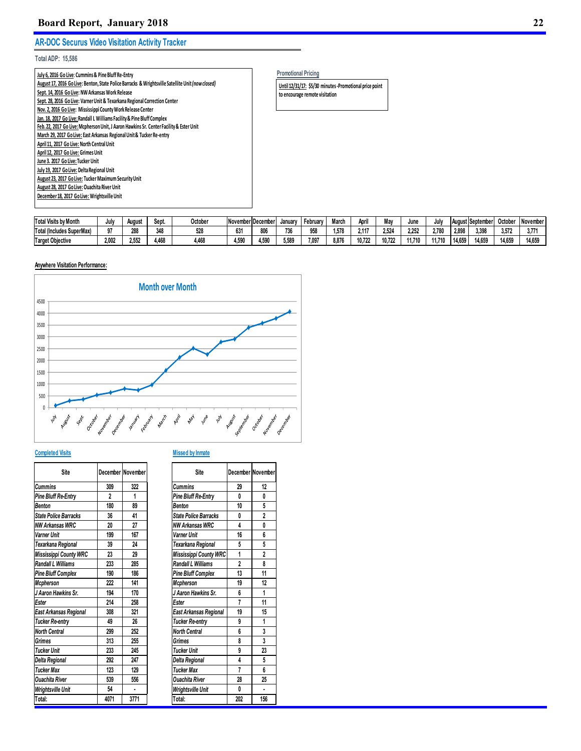## AR-DOC Securus Video Visitation Activity Tracker

Total ADP: 15,586

July 6, 2016 Go Live: Cummins & Pine Bluff Re-Entry
August 17, 2016 Go Live: Benton, State Police Barracks & Wrightsville Satellite Unit *(now closed)*
Sept. 14, 2016 Go Live: NW Arkansas Work Release
Sept. 28, 2016 Go Live: Varner Unit & Texarkana Regional Correction Center
Nov. 2, 2016 Go Live: Mississippi County Work Release Center
Jan. 18, 2017 Go Live: Randall L Williams Facility & Pine Bluff Complex
Feb. 22, 2017 Go Live: Mcpherson Unit, J Aaron Hawkins Sr. Center Facility & Ester Unit
March 29, 2017 Go Live: East Arkansas Regional Unit & Tucker Re-entry
April 11, 2017 Go Live: North Central Unit
April 12, 2017 Go Live: Grimes Unit
June 3. 2017 Go Live: Tucker Unit
July 19, 2017 Go Live: Delta Regional Unit
August 23, 2017 Go Live: Tucker Maximum Security Unit
August 28, 2017 Go Live: Ouachita River Unit
December 18, 2017 Go Live: Wrightsville Unit

**Promotional Pricing**

Until 12/31/17: $5/30 minutes -Promotional price point to encourage remote visitation

| Total Visits by Month | July | August | Sept. | October | November | December | January | February | March | April | May | June | July | August | September | October | November |
|---|---|---|---|---|---|---|---|---|---|---|---|---|---|---|---|---|---|
| Total (Includes SuperMax) | 97 | 288 | 348 | 528 | 631 | 806 | 736 | 958 | 1,578 | 2,117 | 2,524 | 2,252 | 2,780 | 2,898 | 3,398 | 3,572 | 3,771 |
| Target Objective | 2,002 | 2,552 | 4,468 | 4,468 | 4,590 | 4,590 | 5,589 | 7,097 | 8,876 | 10,722 | 10,722 | 11,710 | 11,710 | 14,659 | 14,659 | 14,659 | 14,659 |

**Anywhere Visitation Performance:**

Month over Month

4500
4000
3500
3000
2500
2000
1500
1000
500
0

July August Sept. October November December January February March April May June July August September October November December

**Completed Visits**

| Site | December | November |
|---|---|---|
| *Cummins* | 309 | 322 |
| *Pine Bluff Re-Entry* | 2 | 1 |
| *Benton* | 180 | 89 |
| *State Police Barracks* | 36 | 41 |
| *NW Arkansas WRC* | 20 | 27 |
| *Varner Unit* | 199 | 167 |
| *Texarkana Regional* | 39 | 24 |
| *Mississippi County WRC* | 23 | 29 |
| *Randall L Williams* | 233 | 285 |
| *Pine Bluff Complex* | 190 | 186 |
| *Mcpherson* | 222 | 141 |
| *J Aaron Hawkins Sr.* | 194 | 170 |
| *Ester* | 214 | 258 |
| *East Arkansas Regional* | 308 | 321 |
| *Tucker Re-entry* | 49 | 26 |
| *North Central* | 299 | 252 |
| *Grimes* | 313 | 255 |
| *Tucker Unit* | 233 | 245 |
| *Delta Regional* | 292 | 247 |
| *Tucker Max* | 123 | 129 |
| *Ouachita River* | 539 | 556 |
| *Wrightsville Unit* | 54 | - |
| Total: | 4071 | 3771 |

**Missed by Inmate**

| Site | December | November |
|---|---|---|
| *Cummins* | 29 | 12 |
| *Pine Bluff Re-Entry* | 0 | 0 |
| *Benton* | 10 | 5 |
| *State Police Barracks* | 0 | 2 |
| *NW Arkansas WRC* | 4 | 0 |
| *Varner Unit* | 16 | 6 |
| *Texarkana Regional* | 5 | 5 |
| *Mississippi County WRC* | 1 | 2 |
| *Randall L Williams* | 2 | 8 |
| *Pine Bluff Complex* | 13 | 11 |
| *Mcpherson* | 19 | 12 |
| *J Aaron Hawkins Sr.* | 6 | 1 |
| *Ester* | 7 | 11 |
| *East Arkansas Regional* | 19 | 15 |
| *Tucker Re-entry* | 9 | 1 |
| *North Central* | 6 | 3 |
| *Grimes* | 8 | 3 |
| *Tucker Unit* | 9 | 23 |
| *Delta Regional* | 4 | 5 |
| *Tucker Max* | 7 | 6 |
| *Ouachita River* | 28 | 25 |
| *Wrightsville Unit* | 0 | - |
| Total: | 202 | 156 |